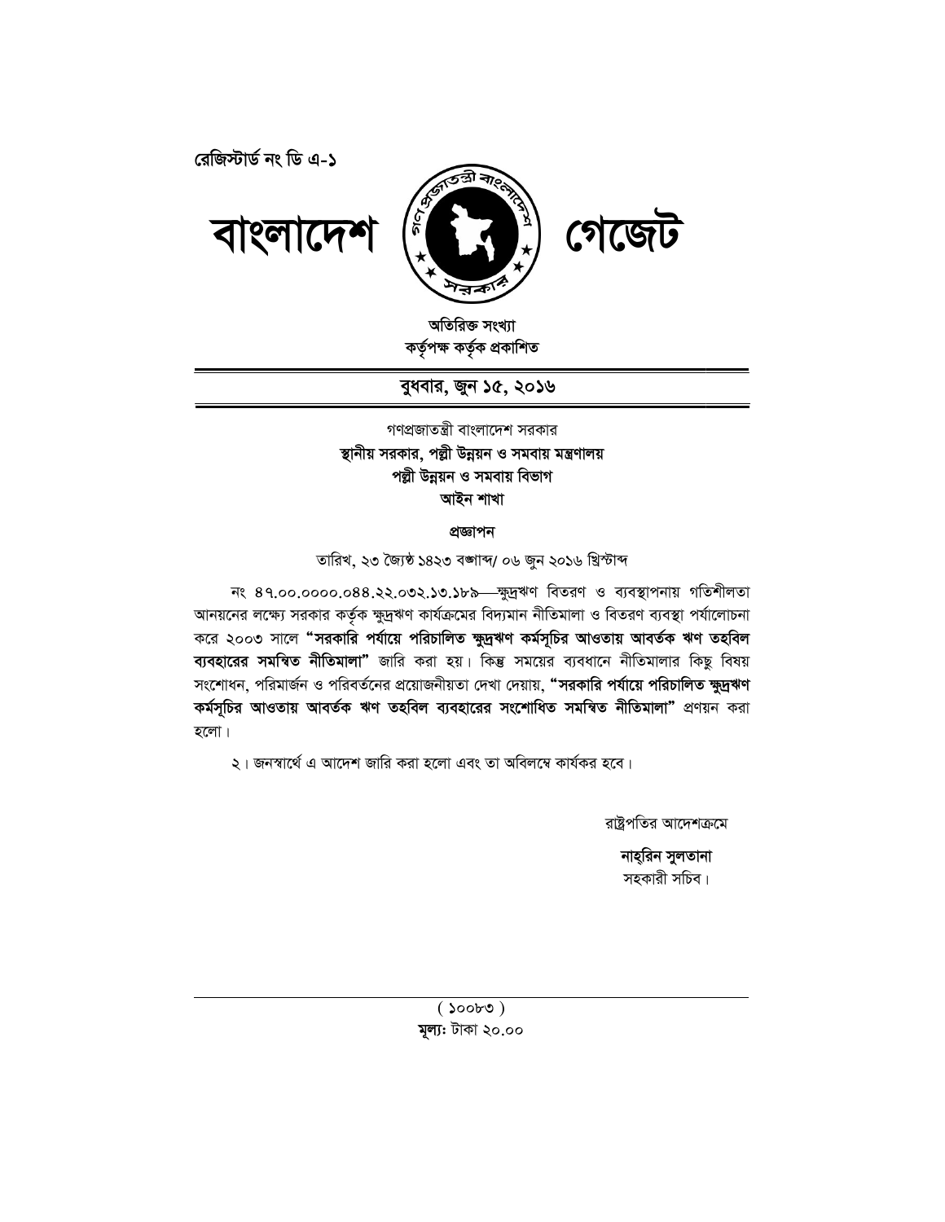রেজিস্টার্ড নং ডি এ-১

# বাংলাদেশ গেজেট

**অতিরিক্ত সংখ্যা**
**কর্তৃপক্ষ কর্তৃক প্রকাশিত**

**বুধবার, জুন ১৫, ২০১৬**

গণপ্রজাতন্ত্রী বাংলাদেশ সরকার
**স্থানীয় সরকার, পল্লী উন্নয়ন ও সমবায় মন্ত্রণালয়**
**পল্লী উন্নয়ন ও সমবায় বিভাগ**
**আইন শাখা**

**প্রজ্ঞাপন**

তারিখ, ২৩ জ্যৈষ্ঠ ১৪২৩ বঙ্গাব্দ/ ০৬ জুন ২০১৬ খ্রিস্টাব্দ

নং ৪৭.০০.০০০০.০৪৪.২২.০৩২.১৩.১৮৯—ক্ষুদ্রঋণ বিতরণ ও ব্যবস্থাপনায় গতিশীলতা আনয়নের লক্ষ্যে সরকার কর্তৃক ক্ষুদ্রঋণ কার্যক্রমের বিদ্যমান নীতিমালা ও বিতরণ ব্যবস্থা পর্যালোচনা করে ২০০৩ সালে **"সরকারি পর্যায়ে পরিচালিত ক্ষুদ্রঋণ কর্মসূচির আওতায় আবর্তক ঋণ তহবিল ব্যবহারের সমন্বিত নীতিমালা"** জারি করা হয়। কিন্তু সময়ের ব্যবধানে নীতিমালার কিছু বিষয় সংশোধন, পরিমার্জন ও পরিবর্তনের প্রয়োজনীয়তা দেখা দেয়ায়, **"সরকারি পর্যায়ে পরিচালিত ক্ষুদ্রঋণ কর্মসূচির আওতায় আবর্তক ঋণ তহবিল ব্যবহারের সংশোধিত সমন্বিত নীতিমালা"** প্রণয়ন করা হলো।

২। জনস্বার্থে এ আদেশ জারি করা হলো এবং তা অবিলম্বে কার্যকর হবে।

রাষ্ট্রপতির আদেশক্রমে

**নাহ্‌রিন সুলতানা**
সহকারী সচিব।

( ১০০৮৩ )
**মূল্য:** টাকা ২০.০০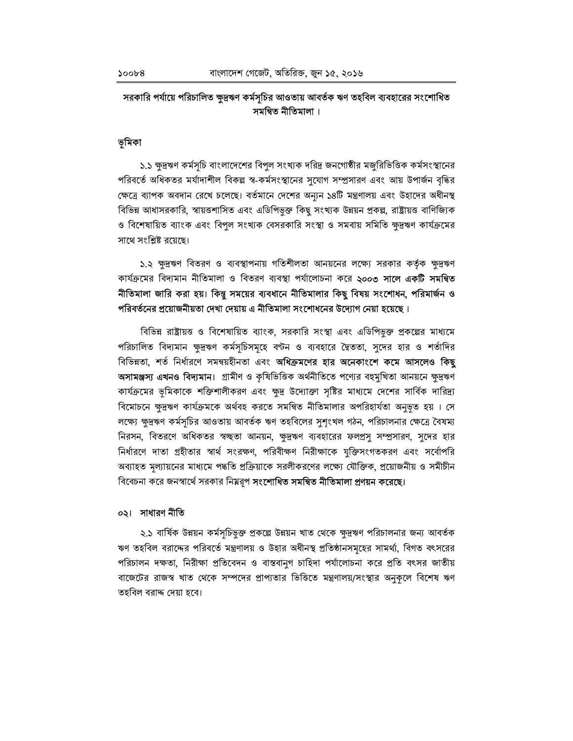**সরকারি পর্যায়ে পরিচালিত ক্ষুদ্রঋণ কর্মসূচির আওতায় আবর্তক ঋণ তহবিল ব্যবহারের সংশোধিত সমন্বিত নীতিমালা।**

**ভূমিকা**

১.১ ক্ষুদ্রঋণ কর্মসূচি বাংলাদেশের বিপুল সংখ্যক দরিদ্র জনগোষ্ঠীর মজুরিভিত্তিক কর্মসংস্থানের পরিবর্তে অধিকতর মর্যাদাশীল বিকল্প স্ব-কর্মসংস্থানের সুযোগ সম্প্রসারণ এবং আয় উপার্জন বৃদ্ধির ক্ষেত্রে ব্যাপক অবদান রেখে চলেছে। বর্তমানে দেশের অন্যূন ১৪টি মন্ত্রণালয় এবং উহাদের অধীনস্থ বিভিন্ন আধাসরকারি, স্বায়ত্তশাসিত এবং এডিপিভুক্ত কিছু সংখ্যক উন্নয়ন প্রকল্প, রাষ্ট্রায়ত্ত বাণিজ্যিক ও বিশেষায়িত ব্যাংক এবং বিপুল সংখ্যক বেসরকারি সংস্থা ও সমবায় সমিতি ক্ষুদ্রঋণ কার্যক্রমের সাথে সংশ্লিষ্ট রয়েছে।

১.২ ক্ষুদ্রঋণ বিতরণ ও ব্যবস্থাপনায় গতিশীলতা আনয়নের লক্ষ্যে সরকার কর্তৃক ক্ষুদ্রঋণ কার্যক্রমের বিদ্যমান নীতিমালা ও বিতরণ ব্যবস্থা পর্যালোচনা করে **২০০৩ সালে একটি সমন্বিত নীতিমালা জারি করা হয়। কিন্তু সময়ের ব্যবধানে নীতিমালার কিছু বিষয় সংশোধন, পরিমার্জন ও পরিবর্তনের প্রয়োজনীয়তা দেখা দেয়ায় এ নীতিমালা সংশোধনের উদ্যোগ নেয়া হয়েছে।**

বিভিন্ন রাষ্ট্রায়ত্ত ও বিশেষায়িত ব্যাংক, সরকারি সংস্থা এবং এডিপিভুক্ত প্রকল্পের মাধ্যমে পরিচালিত বিদ্যমান ক্ষুদ্রঋণ কর্মসূচিসমূহে বণ্টন ও ব্যবহারে দ্বৈততা, সুদের হার ও শর্তাদির বিভিন্নতা, শর্ত নির্ধারণে সমন্বয়হীনতা এবং **অধিক্রমণের হার অনেকাংশে কমে আসলেও কিছু অসামঞ্জস্য এখনও বিদ্যমান।** গ্রামীণ ও কৃষিভিত্তিক অর্থনীতিতে পণ্যের বহুমুখিতা আনয়নে ক্ষুদ্রঋণ কার্যক্রমের ভূমিকাকে শক্তিশালীকরণ এবং ক্ষুদ্র উদ্যোক্তা সৃষ্টির মাধ্যমে দেশের সার্বিক দারিদ্র্য বিমোচনে ক্ষুদ্রঋণ কার্যক্রমকে অর্থবহ করতে সমন্বিত নীতিমালার অপরিহার্যতা অনুভূত হয়। সে লক্ষ্যে ক্ষুদ্রঋণ কর্মসূচির আওতায় আবর্তক ঋণ তহবিলের সুশৃংখল গঠন, পরিচালনার ক্ষেত্রে বৈষম্য নিরসন, বিতরণে অধিকতর স্বচ্ছতা আনয়ন, ক্ষুদ্রঋণ ব্যবহারের ফলপ্রসু সম্প্রসারণ, সুদের হার নির্ধারণে দাতা গ্রহীতার স্বার্থ সংরক্ষণ, পরিবীক্ষণ নিরীক্ষাকে যুক্তিসংগতকরণ এবং সর্বোপরি অব্যাহত মূল্যায়নের মাধ্যমে পদ্ধতি প্রক্রিয়াকে সরলীকরণের লক্ষ্যে যৌক্তিক, প্রয়োজনীয় ও সমীচীন বিবেচনা করে জনস্বার্থে সরকার নিম্নরূপ **সংশোধিত সমন্বিত নীতিমালা প্রণয়ন করেছে।**

**০২। সাধারণ নীতি**

২.১ বার্ষিক উন্নয়ন কর্মসূচিভুক্ত প্রকল্পে উন্নয়ন খাত থেকে ক্ষুদ্রঋণ পরিচালনার জন্য আবর্তক ঋণ তহবিল বরাদ্দের পরিবর্তে মন্ত্রণালয় ও উহার অধীনস্থ প্রতিষ্ঠানসমূহের সামর্থ্য, বিগত বৎসরের পরিচালন দক্ষতা, নিরীক্ষা প্রতিবেদন ও বাস্তবানুগ চাহিদা পর্যালোচনা করে প্রতি বৎসর জাতীয় বাজেটের রাজস্ব খাত থেকে সম্পদের প্রাপ্যতার ভিত্তিতে মন্ত্রণালয়/সংস্থার অনুকূলে বিশেষ ঋণ তহবিল বরাদ্দ দেয়া হবে।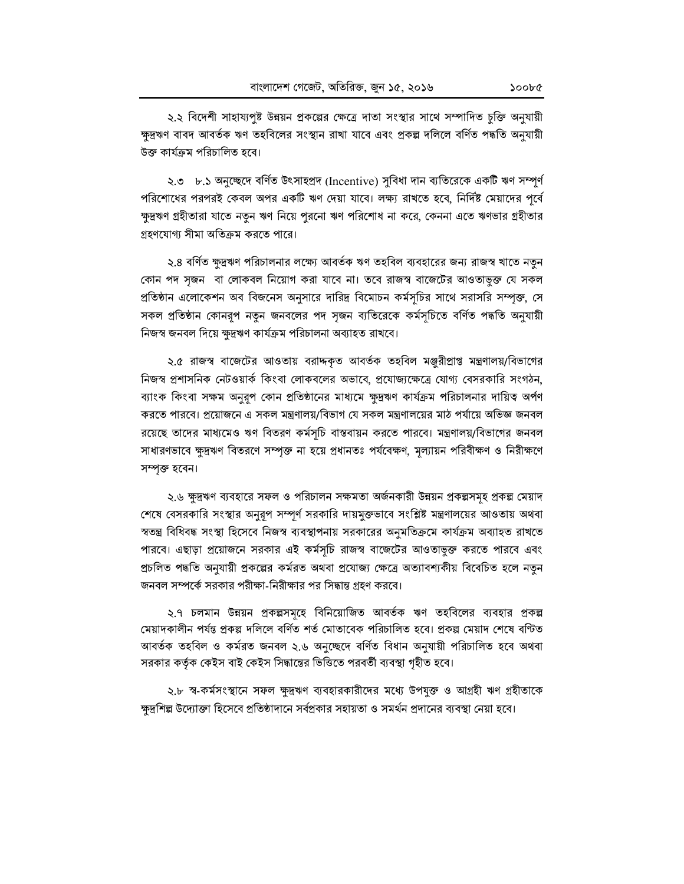২.২ বিদেশী সাহায্যপুষ্ট উন্নয়ন প্রকল্পের ক্ষেত্রে দাতা সংস্থার সাথে সম্পাদিত চুক্তি অনুযায়ী ক্ষুদ্রঋণ বাবদ আবর্তক ঋণ তহবিলের সংস্থান রাখা যাবে এবং প্রকল্প দলিলে বর্ণিত পদ্ধতি অনুযায়ী উক্ত কার্যক্রম পরিচালিত হবে।

২.৩ ৮.১ অনুচ্ছেদে বর্ণিত উৎসাহপ্রদ (Incentive) সুবিধা দান ব্যতিরেকে একটি ঋণ সম্পূর্ণ পরিশোধের পরপরই কেবল অপর একটি ঋণ দেয়া যাবে। লক্ষ্য রাখতে হবে, নির্দিষ্ট মেয়াদের পূর্বে ক্ষুদ্রঋণ গ্রহীতারা যাতে নতুন ঋণ নিয়ে পুরনো ঋণ পরিশোধ না করে, কেননা এতে ঋণভার গ্রহীতার গ্রহণযোগ্য সীমা অতিক্রম করতে পারে।

২.৪ বর্ণিত ক্ষুদ্রঋণ পরিচালনার লক্ষ্যে আবর্তক ঋণ তহবিল ব্যবহারের জন্য রাজস্ব খাতে নতুন কোন পদ সৃজন বা লোকবল নিয়োগ করা যাবে না। তবে রাজস্ব বাজেটের আওতাভুক্ত যে সকল প্রতিষ্ঠান এলোকেশন অব বিজনেস অনুসারে দারিদ্র বিমোচন কর্মসূচির সাথে সরাসরি সম্পৃক্ত, সে সকল প্রতিষ্ঠান কোনরূপ নতুন জনবলের পদ সৃজন ব্যতিরেকে কর্মসূচিতে বর্ণিত পদ্ধতি অনুযায়ী নিজস্ব জনবল দিয়ে ক্ষুদ্রঋণ কার্যক্রম পরিচালনা অব্যাহত রাখবে।

২.৫ রাজস্ব বাজেটের আওতায় বরাদ্দকৃত আবর্তক তহবিল মঞ্জুরীপ্রাপ্ত মন্ত্রণালয়/বিভাগের নিজস্ব প্রশাসনিক নেটওয়ার্ক কিংবা লোকবলের অভাবে, প্রযোজ্যক্ষেত্রে যোগ্য বেসরকারি সংগঠন, ব্যাংক কিংবা সক্ষম অনুরূপ কোন প্রতিষ্ঠানের মাধ্যমে ক্ষুদ্রঋণ কার্যক্রম পরিচালনার দায়িত্ব অর্পণ করতে পারবে। প্রয়োজনে এ সকল মন্ত্রণালয়/বিভাগ যে সকল মন্ত্রণালয়ের মাঠ পর্যায়ে অভিজ্ঞ জনবল রয়েছে তাদের মাধ্যমেও ঋণ বিতরণ কর্মসূচি বাস্তবায়ন করতে পারবে। মন্ত্রণালয়/বিভাগের জনবল সাধারণভাবে ক্ষুদ্রঋণ বিতরণে সম্পৃক্ত না হয়ে প্রধানতঃ পর্যবেক্ষণ, মূল্যায়ন পরিবীক্ষণ ও নিরীক্ষণে সম্পৃক্ত হবেন।

২.৬ ক্ষুদ্রঋণ ব্যবহারে সফল ও পরিচালন সক্ষমতা অর্জনকারী উন্নয়ন প্রকল্পসমূহ প্রকল্প মেয়াদ শেষে বেসরকারি সংস্থার অনুরূপ সম্পূর্ণ সরকারি দায়মুক্তভাবে সংশ্লিষ্ট মন্ত্রণালয়ের আওতায় অথবা স্বতন্ত্র বিধিবদ্ধ সংস্থা হিসেবে নিজস্ব ব্যবস্থাপনায় সরকারের অনুমতিক্রমে কার্যক্রম অব্যাহত রাখতে পারবে। এছাড়া প্রয়োজনে সরকার এই কর্মসূচি রাজস্ব বাজেটের আওতাভুক্ত করতে পারবে এবং প্রচলিত পদ্ধতি অনুযায়ী প্রকল্পের কর্মরত অথবা প্রযোজ্য ক্ষেত্রে অত্যাবশ্যকীয় বিবেচিত হলে নতুন জনবল সম্পর্কে সরকার পরীক্ষা-নিরীক্ষার পর সিদ্ধান্ত গ্রহণ করবে।

২.৭ চলমান উন্নয়ন প্রকল্পসমূহে বিনিয়োজিত আবর্তক ঋণ তহবিলের ব্যবহার প্রকল্প মেয়াদকালীন পর্যন্ত প্রকল্প দলিলে বর্ণিত শর্ত মোতাবেক পরিচালিত হবে। প্রকল্প মেয়াদ শেষে বণ্টিত আবর্তক তহবিল ও কর্মরত জনবল ২.৬ অনুচ্ছেদে বর্ণিত বিধান অনুযায়ী পরিচালিত হবে অথবা সরকার কর্তৃক কেইস বাই কেইস সিদ্ধান্তের ভিত্তিতে পরবর্তী ব্যবস্থা গৃহীত হবে।

২.৮ স্ব-কর্মসংস্থানে সফল ক্ষুদ্রঋণ ব্যবহারকারীদের মধ্যে উপযুক্ত ও আগ্রহী ঋণ গ্রহীতাকে ক্ষুদ্রশিল্প উদ্যোক্তা হিসেবে প্রতিষ্ঠাদানে সর্বপ্রকার সহায়তা ও সমর্থন প্রদানের ব্যবস্থা নেয়া হবে।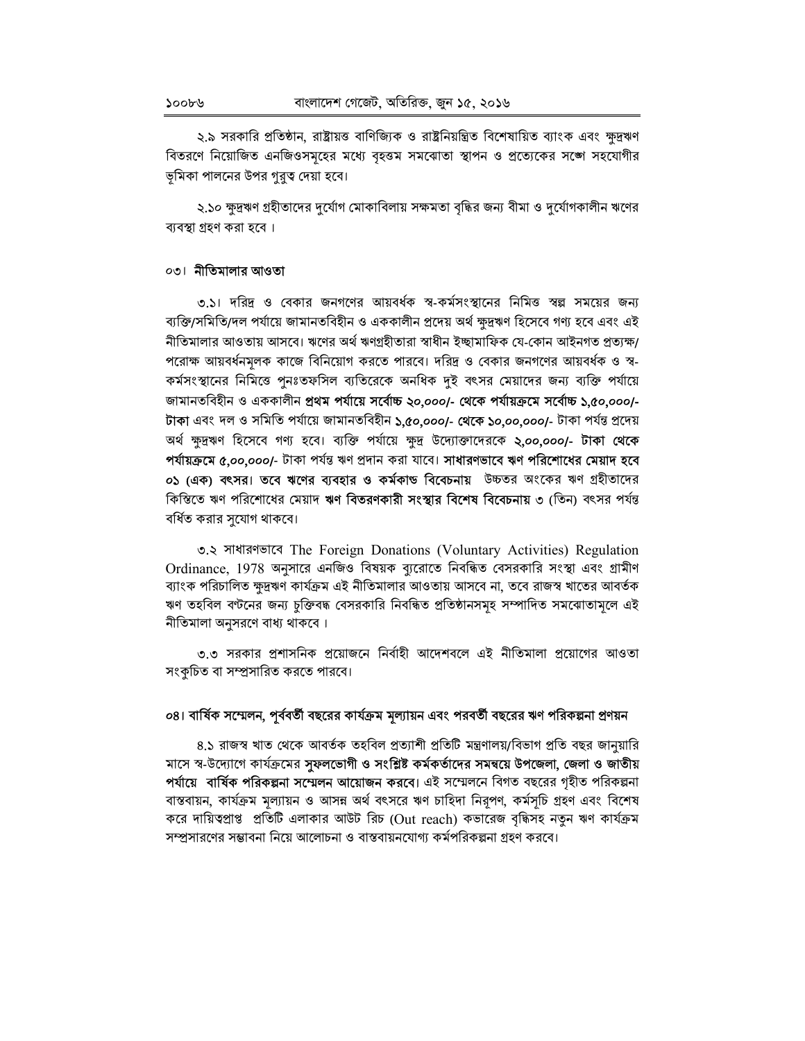২.৯ সরকারি প্রতিষ্ঠান, রাষ্ট্রায়ত্ত বাণিজ্যিক ও রাষ্ট্রনিয়ন্ত্রিত বিশেষায়িত ব্যাংক এবং ক্ষুদ্রঋণ বিতরণে নিয়োজিত এনজিওসমূহের মধ্যে বৃহত্তম সমঝোতা স্থাপন ও প্রত্যেকের সঙ্গে সহযোগীর ভূমিকা পালনের উপর গুরুত্ব দেয়া হবে।

২.১০ ক্ষুদ্রঋণ গ্রহীতাদের দুর্যোগ মোকাবিলায় সক্ষমতা বৃদ্ধির জন্য বীমা ও দুর্যোগকালীন ঋণের ব্যবস্থা গ্রহণ করা হবে ।

## ০৩। নীতিমালার আওতা

৩.১। দরিদ্র ও বেকার জনগণের আয়বর্ধক স্ব-কর্মসংস্থানের নিমিত্ত স্বল্প সময়ের জন্য ব্যক্তি/সমিতি/দল পর্যায়ে জামানতবিহীন ও এককালীন প্রদেয় অর্থ ক্ষুদ্রঋণ হিসেবে গণ্য হবে এবং এই নীতিমালার আওতায় আসবে। ঋণের অর্থ ঋণগ্রহীতারা স্বাধীন ইচ্ছামাফিক যে-কোন আইনগত প্রত্যক্ষ/পরোক্ষ আয়বর্ধনমূলক কাজে বিনিয়োগ করতে পারবে। দরিদ্র ও বেকার জনগণের আয়বর্ধক ও স্ব-কর্মসংস্থানের নিমিত্তে পুনঃতফসিল ব্যতিরেকে অনধিক দুই বৎসর মেয়াদের জন্য ব্যক্তি পর্যায়ে জামানতবিহীন ও এককালীন **প্রথম পর্যায়ে সর্বোচ্চ ২০,০০০/- থেকে পর্যায়ক্রমে সর্বোচ্চ ১,৫০,০০০/- টাকা** এবং দল ও সমিতি পর্যায়ে জামানতবিহীন **১,৫০,০০০/- থেকে ১০,০০,০০০/-** টাকা পর্যন্ত প্রদেয় অর্থ ক্ষুদ্রঋণ হিসেবে গণ্য হবে। ব্যক্তি পর্যায়ে ক্ষুদ্র উদ্যোক্তাদেরকে **২,০০,০০০/- টাকা থেকে পর্যায়ক্রমে ৫,০০,০০০/-** টাকা পর্যন্ত ঋণ প্রদান করা যাবে। **সাধারণভাবে ঋণ পরিশোধের মেয়াদ হবে ০১ (এক) বৎসর। তবে ঋণের ব্যবহার ও কর্মকান্ড বিবেচনায়** উচ্চতর অংকের ঋণ গ্রহীতাদের কিস্তিতে ঋণ পরিশোধের মেয়াদ **ঋণ বিতরণকারী সংস্থার বিশেষ বিবেচনায়** ৩ (তিন) বৎসর পর্যন্ত বর্ধিত করার সুযোগ থাকবে।

৩.২ সাধারণভাবে The Foreign Donations (Voluntary Activities) Regulation Ordinance, 1978 অনুসারে এনজিও বিষয়ক ব্যুরোতে নিবন্ধিত বেসরকারি সংস্থা এবং গ্রামীণ ব্যাংক পরিচালিত ক্ষুদ্রঋণ কার্যক্রম এই নীতিমালার আওতায় আসবে না, তবে রাজস্ব খাতের আবর্তক ঋণ তহবিল বণ্টনের জন্য চুক্তিবদ্ধ বেসরকারি নিবন্ধিত প্রতিষ্ঠানসমূহ সম্পাদিত সমঝোতামূলে এই নীতিমালা অনুসরণে বাধ্য থাকবে ।

৩.৩ সরকার প্রশাসনিক প্রয়োজনে নির্বাহী আদেশবলে এই নীতিমালা প্রয়োগের আওতা সংকুচিত বা সম্প্রসারিত করতে পারবে।

## ০৪। বার্ষিক সম্মেলন, পূর্ববর্তী বছরের কার্যক্রম মূল্যায়ন এবং পরবর্তী বছরের ঋণ পরিকল্পনা প্রণয়ন

৪.১ রাজস্ব খাত থেকে আবর্তক তহবিল প্রত্যাশী প্রতিটি মন্ত্রণালয়/বিভাগ প্রতি বছর জানুয়ারি মাসে স্ব-উদ্যোগে কার্যক্রমের **সুফলভোগী ও সংশ্লিষ্ট কর্মকর্তাদের সমন্বয়ে উপজেলা, জেলা ও জাতীয় পর্যায়ে বার্ষিক পরিকল্পনা সম্মেলন আয়োজন করবে।** এই সম্মেলনে বিগত বছরের গৃহীত পরিকল্পনা বাস্তবায়ন, কার্যক্রম মূল্যায়ন ও আসন্ন অর্থ বৎসরে ঋণ চাহিদা নিরূপণ, কর্মসূচি গ্রহণ এবং বিশেষ করে দায়িত্বপ্রাপ্ত প্রতিটি এলাকার আউট রিচ (Out reach) কভারেজ বৃদ্ধিসহ নতুন ঋণ কার্যক্রম সম্প্রসারণের সম্ভাবনা নিয়ে আলোচনা ও বাস্তবায়নযোগ্য কর্মপরিকল্পনা গ্রহণ করবে।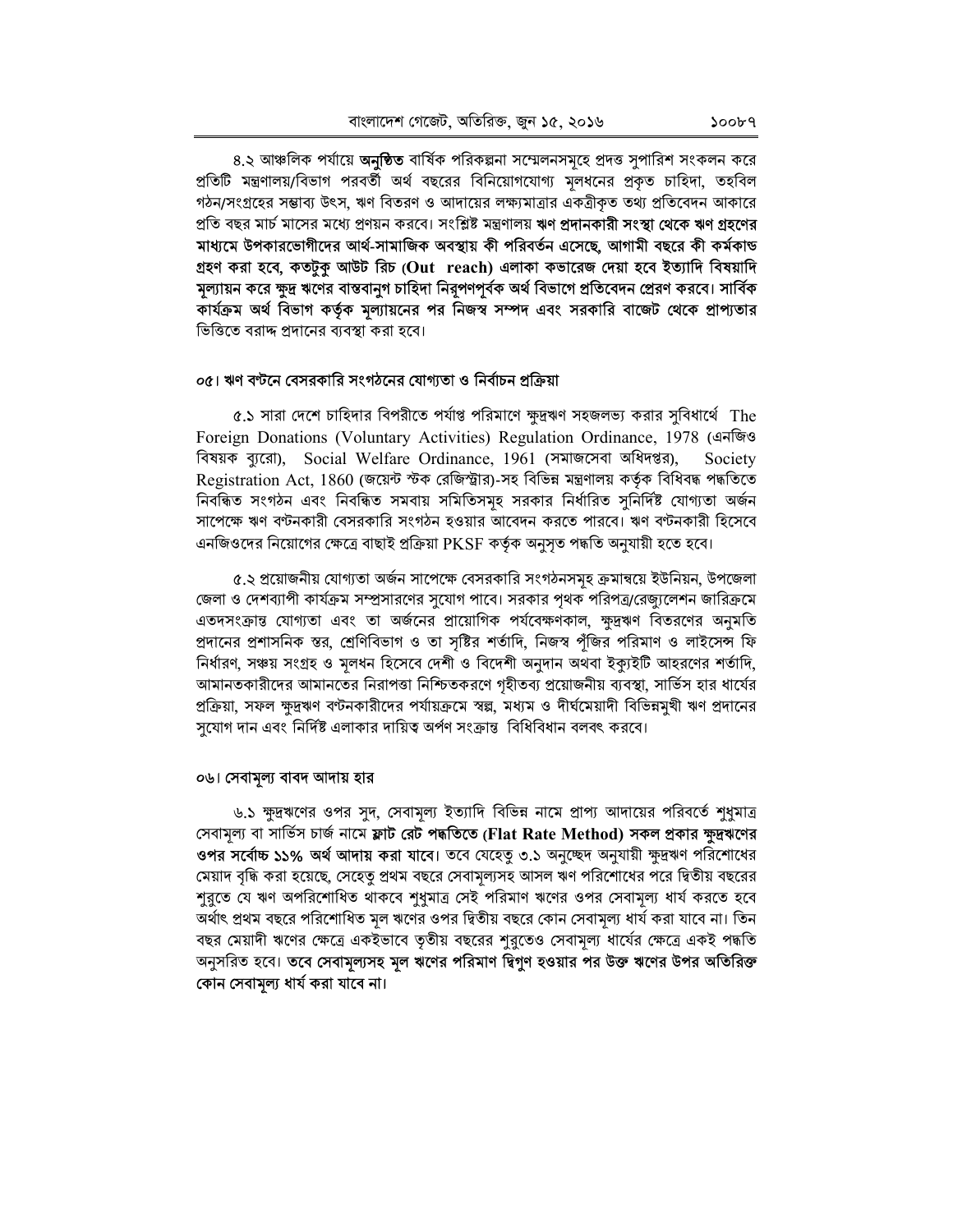৪.২ আঞ্চলিক পর্যায়ে **অনুষ্ঠিত** বার্ষিক পরিকল্পনা সম্মেলনসমূহে প্রদত্ত সুপারিশ সংকলন করে প্রতিটি মন্ত্রণালয়/বিভাগ পরবর্তী অর্থ বছরের বিনিয়োগযোগ্য মূলধনের প্রকৃত চাহিদা, তহবিল গঠন/সংগ্রহের সম্ভাব্য উৎস, ঋণ বিতরণ ও আদায়ের লক্ষ্যমাত্রার একত্রীকৃত তথ্য প্রতিবেদন আকারে প্রতি বছর মার্চ মাসের মধ্যে প্রণয়ন করবে। সংশ্লিষ্ট মন্ত্রণালয় **ঋণ প্রদানকারী সংস্থা থেকে ঋণ গ্রহণের মাধ্যমে উপকারভোগীদের আর্থ-সামাজিক অবস্থায় কী পরিবর্তন এসেছে, আগামী বছরে কী কর্মকান্ড গ্রহণ করা হবে, কতটুকু আউট রিচ (Out reach) এলাকা কভারেজ দেয়া হবে ইত্যাদি বিষয়াদি মূল্যায়ন করে ক্ষুদ্র ঋণের বাস্তবানুগ চাহিদা নিরূপণপূর্বক অর্থ বিভাগে প্রতিবেদন প্রেরণ করবে। সার্বিক কার্যক্রম অর্থ বিভাগ কর্তৃক মূল্যায়নের পর নিজস্ব সম্পদ এবং সরকারি বাজেট থেকে প্রাপ্যতার** ভিত্তিতে বরাদ্দ প্রদানের ব্যবস্থা করা হবে।

## ০৫। ঋণ বণ্টনে বেসরকারি সংগঠনের যোগ্যতা ও নির্বাচন প্রক্রিয়া

৫.১ সারা দেশে চাহিদার বিপরীতে পর্যাপ্ত পরিমাণে ক্ষুদ্রঋণ সহজলভ্য করার সুবিধার্থে The Foreign Donations (Voluntary Activities) Regulation Ordinance, 1978 (এনজিও বিষয়ক ব্যুরো), Social Welfare Ordinance, 1961 (সমাজসেবা অধিদপ্তর), Society Registration Act, 1860 (জয়েন্ট স্টক রেজিস্ট্রার)-সহ বিভিন্ন মন্ত্রণালয় কর্তৃক বিধিবদ্ধ পদ্ধতিতে নিবন্ধিত সংগঠন এবং নিবন্ধিত সমবায় সমিতিসমূহ সরকার নির্ধারিত সুনির্দিষ্ট যোগ্যতা অর্জন সাপেক্ষে ঋণ বণ্টনকারী বেসরকারি সংগঠন হওয়ার আবেদন করতে পারবে। ঋণ বণ্টনকারী হিসেবে এনজিওদের নিয়োগের ক্ষেত্রে বাছাই প্রক্রিয়া PKSF কর্তৃক অনুসৃত পদ্ধতি অনুযায়ী হতে হবে।

৫.২ প্রয়োজনীয় যোগ্যতা অর্জন সাপেক্ষে বেসরকারি সংগঠনসমূহ ক্রমান্বয়ে ইউনিয়ন, উপজেলা জেলা ও দেশব্যাপী কার্যক্রম সম্প্রসারণের সুযোগ পাবে। সরকার পৃথক পরিপত্র/রেজ্যুলেশন জারিক্রমে এতদসংক্রান্ত যোগ্যতা এবং তা অর্জনের প্রায়োগিক পর্যবেক্ষণকাল, ক্ষুদ্রঋণ বিতরণের অনুমতি প্রদানের প্রশাসনিক স্তর, শ্রেণিবিভাগ ও তা সৃষ্টির শর্তাদি, নিজস্ব পূঁজির পরিমাণ ও লাইসেন্স ফি নির্ধারণ, সঞ্চয় সংগ্রহ ও মূলধন হিসেবে দেশী ও বিদেশী অনুদান অথবা ইক্যুইটি আহরণের শর্তাদি, আমানতকারীদের আমানতের নিরাপত্তা নিশ্চিতকরণে গৃহীতব্য প্রয়োজনীয় ব্যবস্থা, সার্ভিস হার ধার্যের প্রক্রিয়া, সফল ক্ষুদ্রঋণ বণ্টনকারীদের পর্যায়ক্রমে স্বল্প, মধ্যম ও দীর্ঘমেয়াদী বিভিন্নমুখী ঋণ প্রদানের সুযোগ দান এবং নির্দিষ্ট এলাকার দায়িত্ব অর্পণ সংক্রান্ত বিধিবিধান বলবৎ করবে।

## ০৬। সেবামূল্য বাবদ আদায় হার

৬.১ ক্ষুদ্রঋণের ওপর সুদ, সেবামূল্য ইত্যাদি বিভিন্ন নামে প্রাপ্য আদায়ের পরিবর্তে শুধুমাত্র সেবামূল্য বা সার্ভিস চার্জ নামে **ফ্লাট রেট পদ্ধতিতে (Flat Rate Method) সকল প্রকার ক্ষুদ্রঋণের ওপর সর্বোচ্চ ১১% অর্থ আদায় করা যাবে।** তবে যেহেতু ৩.১ অনুচ্ছেদ অনুযায়ী ক্ষুদ্রঋণ পরিশোধের মেয়াদ বৃদ্ধি করা হয়েছে, সেহেতু প্রথম বছরে সেবামূল্যসহ আসল ঋণ পরিশোধের পরে দ্বিতীয় বছরের শুরুতে যে ঋণ অপরিশোধিত থাকবে শুধুমাত্র সেই পরিমাণ ঋণের ওপর সেবামূল্য ধার্য করতে হবে অর্থাৎ প্রথম বছরে পরিশোধিত মূল ঋণের ওপর দ্বিতীয় বছরে কোন সেবামূল্য ধার্য করা যাবে না। তিন বছর মেয়াদী ঋণের ক্ষেত্রে একইভাবে তৃতীয় বছরের শুরুতেও সেবামূল্য ধার্যের ক্ষেত্রে একই পদ্ধতি অনুসরিত হবে। **তবে সেবামূল্যসহ মূল ঋণের পরিমাণ দ্বিগুণ হওয়ার পর উক্ত ঋণের উপর অতিরিক্ত কোন সেবামূল্য ধার্য করা যাবে না।**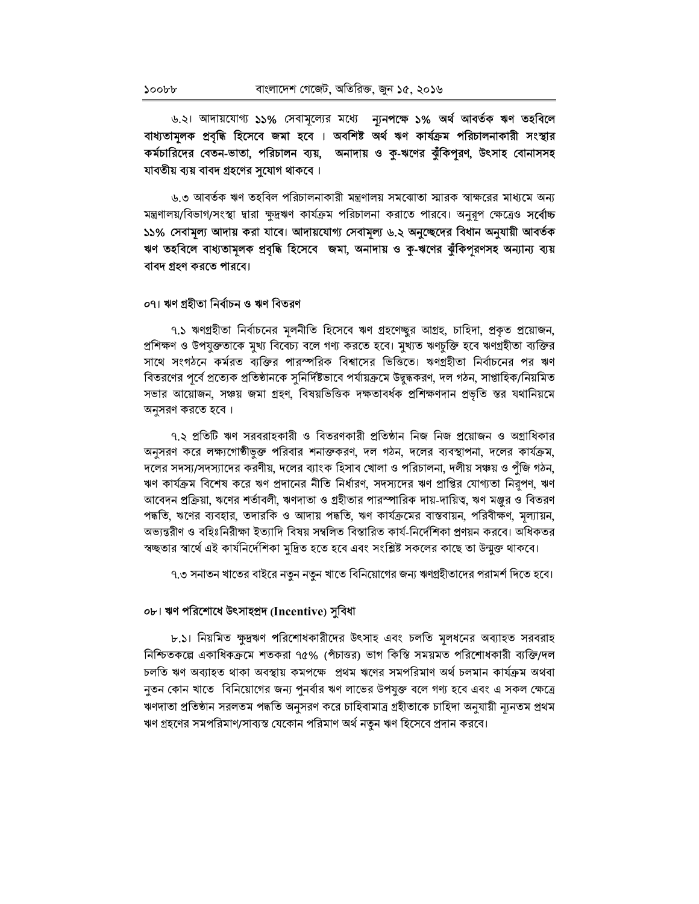৬.২। আদায়যোগ্য **১১%** সেবামূল্যের মধ্যে **ন্যূনপক্ষে ১% অর্থ আবর্তক ঋণ তহবিলে বাধ্যতামূলক প্রবৃদ্ধি হিসেবে জমা হবে । অবশিষ্ট অর্থ ঋণ কার্যক্রম পরিচালনাকারী সংস্থার কর্মচারিদের বেতন-ভাতা, পরিচালন ব্যয়, অনাদায় ও কু-ঋণের ঝুঁকিপূরণ, উৎসাহ বোনাসসহ যাবতীয় ব্যয় বাবদ গ্রহণের সুযোগ থাকবে ।**

৬.৩ আবর্তক ঋণ তহবিল পরিচালনাকারী মন্ত্রণালয় সমঝোতা স্মারক স্বাক্ষরের মাধ্যমে অন্য মন্ত্রণালয়/বিভাগ/সংস্থা দ্বারা ক্ষুদ্রঋণ কার্যক্রম পরিচালনা করাতে পারবে। অনুরূপ ক্ষেত্রেও **সর্বোচ্চ ১১% সেবামূল্য আদায় করা যাবে। আদায়যোগ্য সেবামূল্য ৬.২ অনুচ্ছেদের বিধান অনুযায়ী আবর্তক ঋণ তহবিলে বাধ্যতামূলক প্রবৃদ্ধি হিসেবে জমা, অনাদায় ও কু-ঋণের ঝুঁকিপূরণসহ অন্যান্য ব্যয় বাবদ গ্রহণ করতে পারবে।**

## ০৭। ঋণ গ্রহীতা নির্বাচন ও ঋণ বিতরণ

৭.১ ঋণগ্রহীতা নির্বাচনের মূলনীতি হিসেবে ঋণ গ্রহণেচ্ছুর আগ্রহ, চাহিদা, প্রকৃত প্রয়োজন, প্রশিক্ষণ ও উপযুক্ততাকে মুখ্য বিবেচ্য বলে গণ্য করতে হবে। মুখ্যত ঋণচুক্তি হবে ঋণগ্রহীতা ব্যক্তির সাথে সংগঠনে কর্মরত ব্যক্তির পারস্পরিক বিশ্বাসের ভিত্তিতে। ঋণগ্রহীতা নির্বাচনের পর ঋণ বিতরণের পূর্বে প্রত্যেক প্রতিষ্ঠানকে সুনির্দিষ্টভাবে পর্যায়ক্রমে উদ্বুদ্ধকরণ, দল গঠন, সাপ্তাহিক/নিয়মিত সভার আয়োজন, সঞ্চয় জমা গ্রহণ, বিষয়ভিত্তিক দক্ষতাবর্ধক প্রশিক্ষণদান প্রভৃতি স্তর যথানিয়মে অনুসরণ করতে হবে ।

৭.২ প্রতিটি ঋণ সরবরাহকারী ও বিতরণকারী প্রতিষ্ঠান নিজ নিজ প্রয়োজন ও অগ্রাধিকার অনুসরণ করে লক্ষ্যগোষ্ঠীভুক্ত পরিবার শনাক্তকরণ, দল গঠন, দলের ব্যবস্থাপনা, দলের কার্যক্রম, দলের সদস্য/সদস্যাদের করণীয়, দলের ব্যাংক হিসাব খোলা ও পরিচালনা, দলীয় সঞ্চয় ও পুঁজি গঠন, ঋণ কার্যক্রম বিশেষ করে ঋণ প্রদানের নীতি নির্ধারণ, সদস্যদের ঋণ প্রাপ্তির যোগ্যতা নিরূপণ, ঋণ আবেদন প্রক্রিয়া, ঋণের শর্তাবলী, ঋণদাতা ও গ্রহীতার পারস্পারিক দায়-দায়িত্ব, ঋণ মঞ্জুর ও বিতরণ পদ্ধতি, ঋণের ব্যবহার, তদারকি ও আদায় পদ্ধতি, ঋণ কার্যক্রমের বাস্তবায়ন, পরিবীক্ষণ, মূল্যায়ন, অভ্যন্তরীণ ও বহিঃনিরীক্ষা ইত্যাদি বিষয় সম্বলিত বিস্তারিত কার্য-নির্দেশিকা প্রণয়ন করবে। অধিকতর স্বচ্ছতার স্বার্থে এই কার্যনির্দেশিকা মুদ্রিত হতে হবে এবং সংশ্লিষ্ট সকলের কাছে তা উন্মুক্ত থাকবে।

৭.৩ সনাতন খাতের বাইরে নতুন নতুন খাতে বিনিয়োগের জন্য ঋণগ্রহীতাদের পরামর্শ দিতে হবে।

## ০৮। ঋণ পরিশোধে উৎসাহপ্রদ (Incentive) সুবিধা

৮.১। নিয়মিত ক্ষুদ্রঋণ পরিশোধকারীদের উৎসাহ এবং চলতি মূলধনের অব্যাহত সরবরাহ নিশ্চিতকল্পে একাধিকক্রমে শতকরা ৭৫% (পঁচাত্তর) ভাগ কিস্তি সময়মত পরিশোধকারী ব্যক্তি/দল চলতি ঋণ অব্যাহত থাকা অবস্থায় কমপক্ষে প্রথম ঋণের সমপরিমাণ অর্থ চলমান কার্যক্রম অথবা নুতন কোন খাতে বিনিয়োগের জন্য পুনর্বার ঋণ লাভের উপযুক্ত বলে গণ্য হবে এবং এ সকল ক্ষেত্রে ঋণদাতা প্রতিষ্ঠান সরলতম পদ্ধতি অনুসরণ করে চাহিবামাত্র গ্রহীতাকে চাহিদা অনুযায়ী ন্যূনতম প্রথম ঋণ গ্রহণের সমপরিমাণ/সাব্যস্ত যেকোন পরিমাণ অর্থ নতুন ঋণ হিসেবে প্রদান করবে।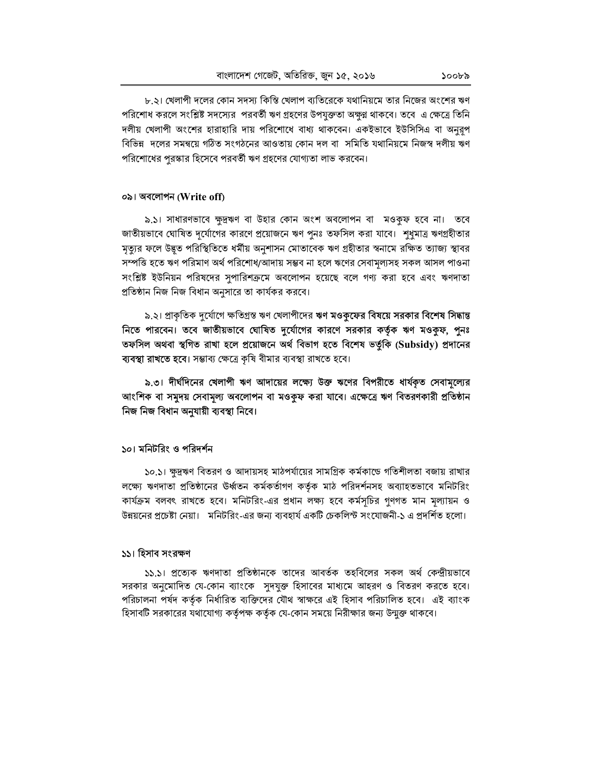৮.২। খেলাপী দলের কোন সদস্য কিস্তি খেলাপ ব্যতিরেকে যথানিয়মে তার নিজের অংশের ঋণ পরিশোধ করলে সংশ্লিষ্ট সদস্যের পরবর্তী ঋণ গ্রহণের উপযুক্ততা অক্ষুণ্ণ থাকবে। তবে এ ক্ষেত্রে তিনি দলীয় খেলাপী অংশের হারাহারি দায় পরিশোধে বাধ্য থাকবেন। একইভাবে ইউসিসিএ বা অনুরূপ বিভিন্ন দলের সমন্বয়ে গঠিত সংগঠনের আওতায় কোন দল বা সমিতি যথানিয়মে নিজস্ব দলীয় ঋণ পরিশোধের পুরস্কার হিসেবে পরবর্তী ঋণ গ্রহণের যোগ্যতা লাভ করবেন।

## ০৯। অবলোপন (Write off)

৯.১। সাধারণভাবে ক্ষুদ্রঋণ বা উহার কোন অংশ অবলোপন বা মওকুফ হবে না। তবে জাতীয়ভাবে ঘোষিত দূর্যোগের কারণে প্রয়োজনে ঋণ পুনঃ তফসিল করা যাবে। শুধুমাত্র ঋণগ্রহীতার মৃত্যুর ফলে উদ্ভূত পরিস্থিতিতে ধর্মীয় অনুশাসন মোতাবেক ঋণ গ্রহীতার স্বনামে রক্ষিত ত্যাজ্য স্থাবর সম্পত্তি হতে ঋণ পরিমাণ অর্থ পরিশোধ/আদায় সম্ভব না হলে ঋণের সেবামূল্যসহ সকল আসল পাওনা সংশ্লিষ্ট ইউনিয়ন পরিষদের সুপারিশক্রমে অবলোপন হয়েছে বলে গণ্য করা হবে এবং ঋণদাতা প্রতিষ্ঠান নিজ নিজ বিধান অনুসারে তা কার্যকর করবে।

৯.২। প্রাকৃতিক দুর্যোগে ক্ষতিগ্রস্ত ঋণ খেলাপীদের **ঋণ মওকুফের বিষয়ে সরকার বিশেষ সিদ্ধান্ত নিতে পারবেন। তবে জাতীয়ভাবে ঘোষিত দুর্যোগের কারণে সরকার কর্তৃক ঋণ মওকুফ, পুনঃ তফসিল অথবা স্থগিত রাখা হলে প্রয়োজনে অর্থ বিভাগ হতে বিশেষ ভর্তুকি (Subsidy) প্রদানের ব্যবস্থা রাখতে হবে**। সম্ভাব্য ক্ষেত্রে কৃষি বীমার ব্যবস্থা রাখতে হবে।

**৯.৩। দীর্ঘদিনের খেলাপী ঋণ আদায়ের লক্ষ্যে উক্ত ঋণের বিপরীতে ধার্যকৃত সেবামূল্যের আংশিক বা সমুদয় সেবামূল্য অবলোপন বা মওকুফ করা যাবে। এক্ষেত্রে ঋণ বিতরণকারী প্রতিষ্ঠান নিজ নিজ বিধান অনুযায়ী ব্যবস্থা নিবে।**

## ১০। মনিটরিং ও পরিদর্শন

১০.১। ক্ষুদ্রঋণ বিতরণ ও আদায়সহ মাঠপর্যায়ের সামগ্রিক কর্মকান্ডে গতিশীলতা বজায় রাখার লক্ষ্যে ঋণদাতা প্রতিষ্ঠানের উর্ধ্বতন কর্মকর্তাগণ কর্তৃক মাঠ পরিদর্শনসহ অব্যাহতভাবে মনিটরিং কার্যক্রম বলবৎ রাখতে হবে। মনিটরিং-এর প্রধান লক্ষ্য হবে কর্মসূচির গুণগত মান মূল্যায়ন ও উন্নয়নের প্রচেষ্টা নেয়া। মনিটরিং-এর জন্য ব্যবহার্য একটি চেকলিস্ট সংযোজনী-১ এ প্রদর্শিত হলো।

## ১১। হিসাব সংরক্ষণ

১১.১। প্রত্যেক ঋণদাতা প্রতিষ্ঠানকে তাদের আবর্তক তহবিলের সকল অর্থ কেন্দ্রীয়ভাবে সরকার অনুমোদিত যে-কোন ব্যাংকে সুদযুক্ত হিসাবের মাধ্যমে আহরণ ও বিতরণ করতে হবে। পরিচালনা পর্ষদ কর্তৃক নির্ধারিত ব্যক্তিদের যৌথ স্বাক্ষরে এই হিসাব পরিচালিত হবে। এই ব্যাংক হিসাবটি সরকারের যথাযোগ্য কর্তৃপক্ষ কর্তৃক যে-কোন সময়ে নিরীক্ষার জন্য উন্মুক্ত থাকবে।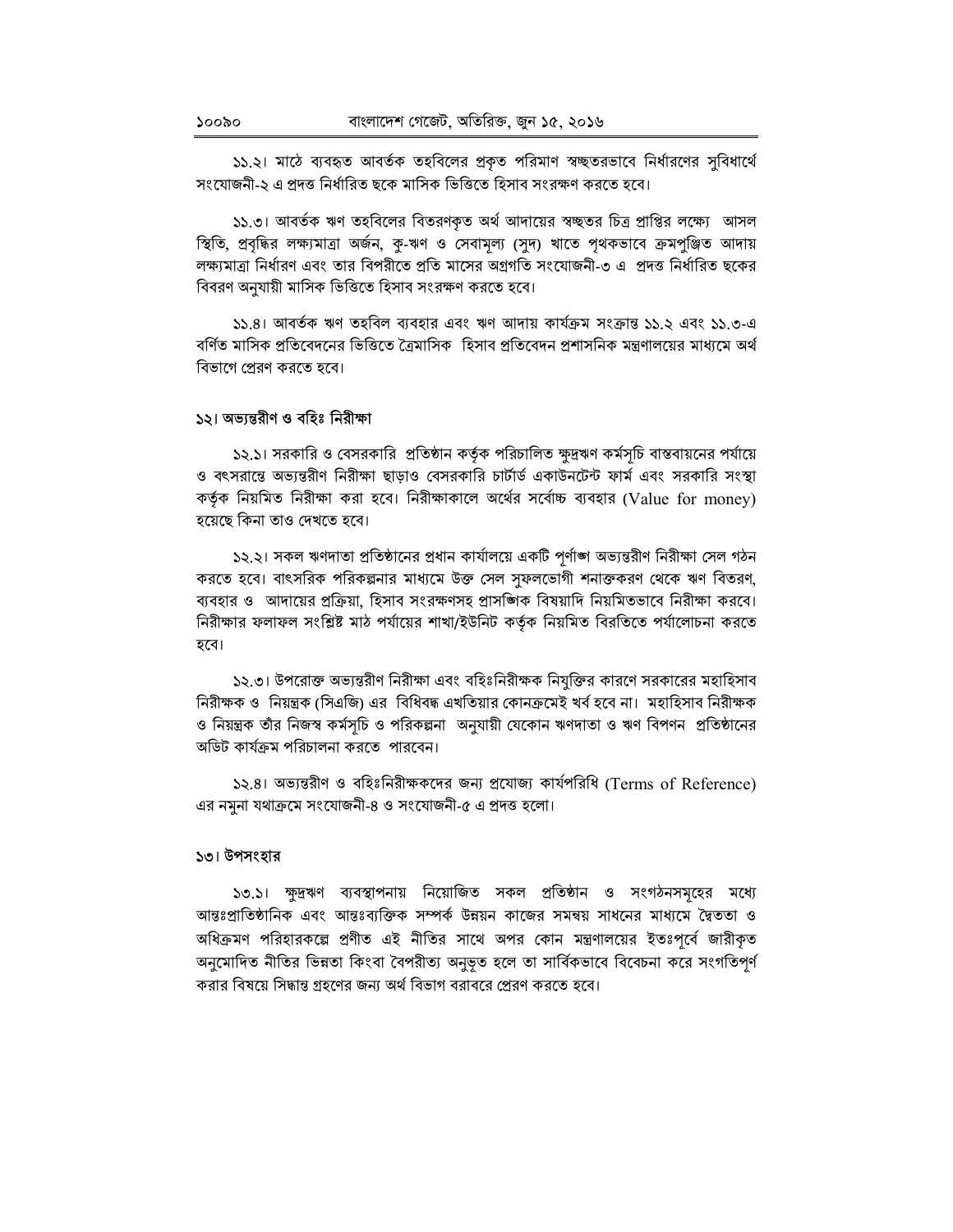১১.২। মাঠে ব্যবহৃত আবর্তক তহবিলের প্রকৃত পরিমাণ স্বচ্ছতরভাবে নির্ধারণের সুবিধার্থে সংযোজনী-২ এ প্রদত্ত নির্ধারিত ছকে মাসিক ভিত্তিতে হিসাব সংরক্ষণ করতে হবে।

১১.৩। আবর্তক ঋণ তহবিলের বিতরণকৃত অর্থ আদায়ের স্বচ্ছতর চিত্র প্রাপ্তির লক্ষ্যে আসল স্থিতি, প্রবৃদ্ধির লক্ষ্যমাত্রা অর্জন, কু-ঋণ ও সেবামূল্য (সুদ) খাতে পৃথকভাবে ক্রমপুঞ্জিত আদায় লক্ষ্যমাত্রা নির্ধারণ এবং তার বিপরীতে প্রতি মাসের অগ্রগতি সংযোজনী-৩ এ প্রদত্ত নির্ধারিত ছকের বিবরণ অনুযায়ী মাসিক ভিত্তিতে হিসাব সংরক্ষণ করতে হবে।

১১.৪। আবর্তক ঋণ তহবিল ব্যবহার এবং ঋণ আদায় কার্যক্রম সংক্রান্ত ১১.২ এবং ১১.৩-এ বর্ণিত মাসিক প্রতিবেদনের ভিত্তিতে ত্রৈমাসিক হিসাব প্রতিবেদন প্রশাসনিক মন্ত্রণালয়ের মাধ্যমে অর্থ বিভাগে প্রেরণ করতে হবে।

## ১২। অভ্যন্তরীণ ও বহিঃ নিরীক্ষা

১২.১। সরকারি ও বেসরকারি প্রতিষ্ঠান কর্তৃক পরিচালিত ক্ষুদ্রঋণ কর্মসূচি বাস্তবায়নের পর্যায়ে ও বৎসরান্তে অভ্যন্তরীণ নিরীক্ষা ছাড়াও বেসরকারি চার্টার্ড একাউনটেন্ট ফার্ম এবং সরকারি সংস্থা কর্তৃক নিয়মিত নিরীক্ষা করা হবে। নিরীক্ষাকালে অর্থের সর্বোচ্চ ব্যবহার (Value for money) হয়েছে কিনা তাও দেখতে হবে।

১২.২। সকল ঋণদাতা প্রতিষ্ঠানের প্রধান কার্যালয়ে একটি পূর্ণাঙ্গ অভ্যন্তরীণ নিরীক্ষা সেল গঠন করতে হবে। বাৎসরিক পরিকল্পনার মাধ্যমে উক্ত সেল সুফলভোগী শনাক্তকরণ থেকে ঋণ বিতরণ, ব্যবহার ও আদায়ের প্রক্রিয়া, হিসাব সংরক্ষণসহ প্রাসঙ্গিক বিষয়াদি নিয়মিতভাবে নিরীক্ষা করবে। নিরীক্ষার ফলাফল সংশ্লিষ্ট মাঠ পর্যায়ের শাখা/ইউনিট কর্তৃক নিয়মিত বিরতিতে পর্যালোচনা করতে হবে।

১২.৩। উপরোক্ত অভ্যন্তরীণ নিরীক্ষা এবং বহিঃনিরীক্ষক নিযুক্তির কারণে সরকারের মহাহিসাব নিরীক্ষক ও নিয়ন্ত্রক (সিএজি) এর বিধিবদ্ধ এখতিয়ার কোনক্রমেই খর্ব হবে না। মহাহিসাব নিরীক্ষক ও নিয়ন্ত্রক তাঁর নিজস্ব কর্মসূচি ও পরিকল্পনা অনুযায়ী যেকোন ঋণদাতা ও ঋণ বিপণন প্রতিষ্ঠানের অডিট কার্যক্রম পরিচালনা করতে পারবেন।

১২.৪। অভ্যন্তরীণ ও বহিঃনিরীক্ষকদের জন্য প্রযোজ্য কার্যপরিধি (Terms of Reference) এর নমুনা যথাক্রমে সংযোজনী-৪ ও সংযোজনী-৫ এ প্রদত্ত হলো।

## ১৩। উপসংহার

১৩.১। ক্ষুদ্রঋণ ব্যবস্থাপনায় নিয়োজিত সকল প্রতিষ্ঠান ও সংগঠনসমূহের মধ্যে আন্তঃপ্রাতিষ্ঠানিক এবং আন্তঃব্যক্তিক সম্পর্ক উন্নয়ন কাজের সমন্বয় সাধনের মাধ্যমে দ্বৈততা ও অধিক্রমণ পরিহারকল্পে প্রণীত এই নীতির সাথে অপর কোন মন্ত্রণালয়ের ইতঃপূর্বে জারীকৃত অনুমোদিত নীতির ভিন্নতা কিংবা বৈপরীত্য অনুভূত হলে তা সার্বিকভাবে বিবেচনা করে সংগতিপূর্ণ করার বিষয়ে সিদ্ধান্ত গ্রহণের জন্য অর্থ বিভাগ বরাবরে প্রেরণ করতে হবে।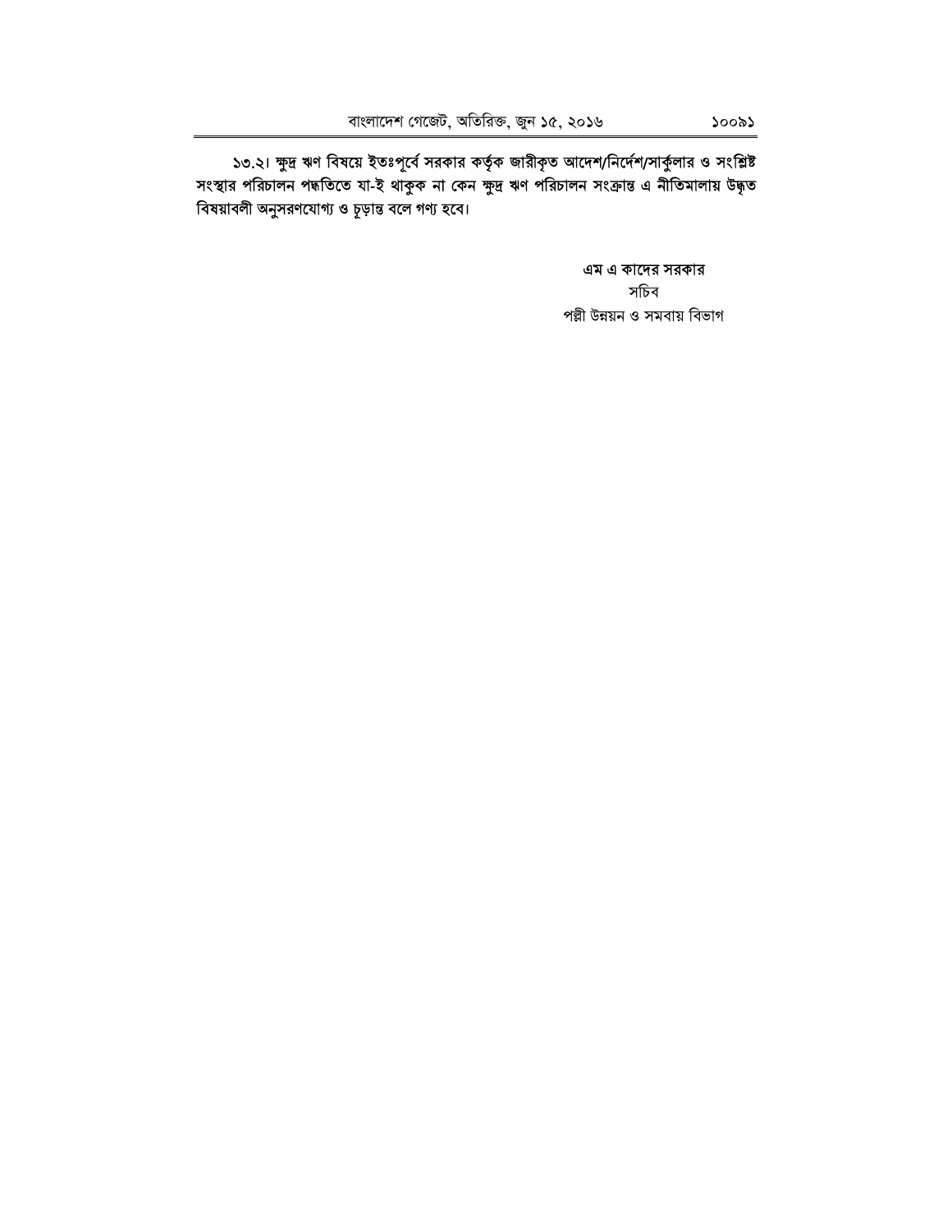**১৩.২। ক্ষুদ্র ঋণ বিষয়ে ইতঃপূর্বে সরকার কর্তৃক জারীকৃত আদেশ/নির্দেশ/সার্কুলার ও সংশ্লিষ্ট সংস্থার পরিচালন পদ্ধতিতে যা-ই থাকুক না কেন ক্ষুদ্র ঋণ পরিচালন সংক্রান্ত এ নীতিমালায় উদ্ধৃত বিষয়াবলী অনুসরণযোগ্য ও চূড়ান্ত বলে গণ্য হবে।**

**এম এ কাদের সরকার**
সচিব
পল্লী উন্নয়ন ও সমবায় বিভাগ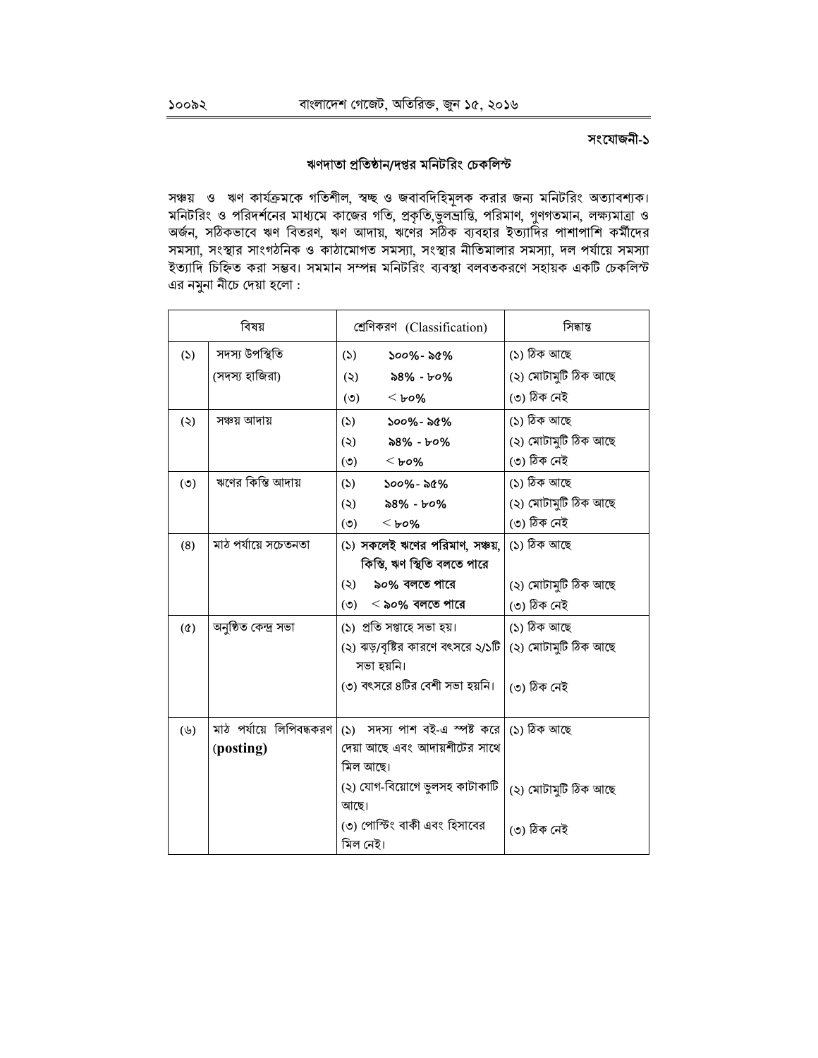সংযোজনী-১

## ঋণদাতা প্রতিষ্ঠান/দপ্তর মনিটরিং চেকলিস্ট

সঞ্চয় ও ঋণ কার্যক্রমকে গতিশীল, স্বচ্ছ ও জবাবদিহিমূলক করার জন্য মনিটরিং অত্যাবশ্যক। মনিটরিং ও পরিদর্শনের মাধ্যমে কাজের গতি, প্রকৃতি,ভুলভ্রান্তি, পরিমাণ, গুণগতমান, লক্ষ্যমাত্রা ও অর্জন, সঠিকভাবে ঋণ বিতরণ, ঋণ আদায়, ঋণের সঠিক ব্যবহার ইত্যাদির পাশাপাশি কর্মীদের সমস্যা, সংস্থার সাংগঠনিক ও কাঠামোগত সমস্যা, সংস্থার নীতিমালার সমস্যা, দল পর্যায়ে সমস্যা ইত্যাদি চিহ্নিত করা সম্ভব। সমমান সম্পন্ন মনিটরিং ব্যবস্থা বলবতকরণে সহায়ক একটি চেকলিস্ট এর নমুনা নীচে দেয়া হলো :

| বিষয় | | শ্রেণিকরণ (Classification) | সিদ্ধান্ত |
|---|---|---|---|
| (১) | সদস্য উপস্থিতি (সদস্য হাজিরা) | (১) ১০০%- ৯৫%<br>(২) ৯৪% - ৮০%<br>(৩) < ৮০% | (১) ঠিক আছে<br>(২) মোটামুটি ঠিক আছে<br>(৩) ঠিক নেই |
| (২) | সঞ্চয় আদায় | (১) ১০০%- ৯৫%<br>(২) ৯৪% - ৮০%<br>(৩) < ৮০% | (১) ঠিক আছে<br>(২) মোটামুটি ঠিক আছে<br>(৩) ঠিক নেই |
| (৩) | ঋণের কিস্তি আদায় | (১) ১০০%- ৯৫%<br>(২) ৯৪% - ৮০%<br>(৩) < ৮০% | (১) ঠিক আছে<br>(২) মোটামুটি ঠিক আছে<br>(৩) ঠিক নেই |
| (৪) | মাঠ পর্যায়ে সচেতনতা | (১) **সকলেই ঋণের পরিমাণ, সঞ্চয়, কিস্তি, ঋণ স্থিতি বলতে পারে**<br>(২) **৯০% বলতে পারে**<br>(৩) **< ৯০% বলতে পারে** | (১) ঠিক আছে<br>(২) মোটামুটি ঠিক আছে<br>(৩) ঠিক নেই |
| (৫) | অনুষ্ঠিত কেন্দ্র সভা | (১) প্রতি সপ্তাহে সভা হয়।<br>(২) ঝড়/বৃষ্টির কারণে বৎসরে ২/১টি সভা হয়নি।<br>(৩) বৎসরে ৪টির বেশী সভা হয়নি। | (১) ঠিক আছে<br>(২) মোটামুটি ঠিক আছে<br>(৩) ঠিক নেই |
| (৬) | মাঠ পর্যায়ে লিপিবদ্ধকরণ **(posting)** | (১) সদস্য পাশ বই-এ স্পষ্ট করে দেয়া আছে এবং আদায়শীটের সাথে মিল আছে।<br>(২) যোগ-বিয়োগে ভুলসহ কাটাকাটি আছে।<br>(৩) পোস্টিং বাকী এবং হিসাবের মিল নেই। | (১) ঠিক আছে<br>(২) মোটামুটি ঠিক আছে<br>(৩) ঠিক নেই |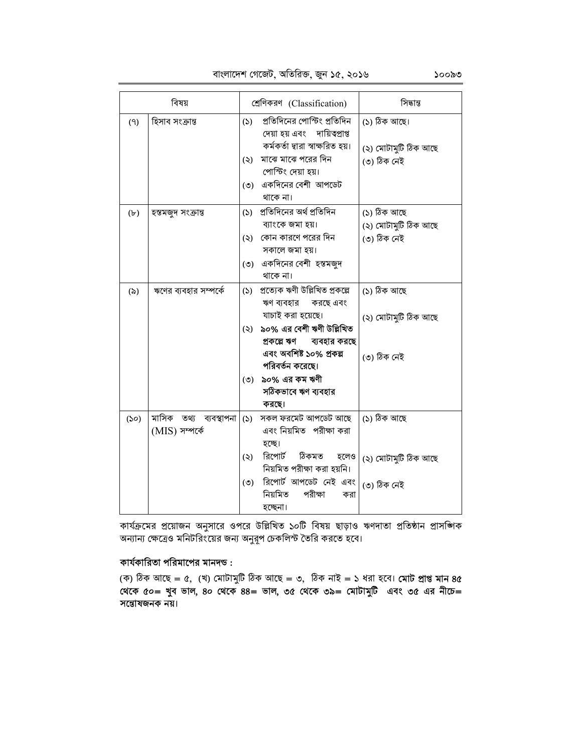| | বিষয় | শ্রেণিকরণ (Classification) | সিদ্ধান্ত |
|---|---|---|---|
| (৭) | হিসাব সংক্রান্ত | (১) প্রতিদিনের পোস্টিং প্রতিদিন দেয়া হয় এবং দায়িত্বপ্রাপ্ত কর্মকর্তা দ্বারা স্বাক্ষরিত হয়।<br>(২) মাঝে মাঝে পরের দিন পোস্টিং দেয়া হয়।<br>(৩) একদিনের বেশী আপডেট থাকে না। | (১) ঠিক আছে।<br>(২) মোটামুটি ঠিক আছে<br>(৩) ঠিক নেই |
| (৮) | হস্তমজুদ সংক্রান্ত | (১) প্রতিদিনের অর্থ প্রতিদিন ব্যাংকে জমা হয়।<br>(২) কোন কারণে পরের দিন সকালে জমা হয়।<br>(৩) একদিনের বেশী হস্তমজুদ থাকে না। | (১) ঠিক আছে<br>(২) মোটামুটি ঠিক আছে<br>(৩) ঠিক নেই |
| (৯) | ঋণের ব্যবহার সম্পর্কে | (১) প্রত্যেক ঋণী উল্লিখিত প্রকল্পে ঋণ ব্যবহার করছে এবং যাচাই করা হয়েছে।<br>(২) **৯০% এর বেশী ঋণী উল্লিখিত প্রকল্পে ঋণ ব্যবহার করছে এবং অবশিষ্ট ১০% প্রকল্প পরিবর্তন করেছে।**<br>(৩) **৯০% এর কম ঋণী সঠিকভাবে ঋণ ব্যবহার করছে।** | (১) ঠিক আছে<br>(২) মোটামুটি ঠিক আছে<br>(৩) ঠিক নেই |
| (১০) | মাসিক তথ্য ব্যবস্থাপনা (MIS) সম্পর্কে | (১) সকল ফরমেট আপডেট আছে এবং নিয়মিত পরীক্ষা করা হচ্ছে।<br>(২) রিপোর্ট ঠিকমত হলেও নিয়মিত পরীক্ষা করা হয়নি।<br>(৩) রিপোর্ট আপডেট নেই এবং নিয়মিত পরীক্ষা করা হচ্ছেনা। | (১) ঠিক আছে<br>(২) মোটামুটি ঠিক আছে<br>(৩) ঠিক নেই |

কার্যক্রমের প্রয়োজন অনুসারে ওপরে উল্লিখিত ১০টি বিষয় ছাড়াও ঋণদাতা প্রতিষ্ঠান প্রাসঙ্গিক অন্যান্য ক্ষেত্রেও মনিটরিংয়ের জন্য অনুরূপ চেকলিস্ট তৈরি করতে হবে।

**কার্যকারিতা পরিমাপের মানদন্ড :**

(ক) ঠিক আছে = ৫, (খ) মোটামুটি ঠিক আছে = ৩, ঠিক নাই = ১ ধরা হবে। **মোট প্রাপ্ত মান ৪৫ থেকে ৫০= খুব ভাল, ৪০ থেকে ৪৪= ভাল, ৩৫ থেকে ৩৯= মোটামুটি এবং ৩৫ এর নীচে= সন্তোষজনক নয়।**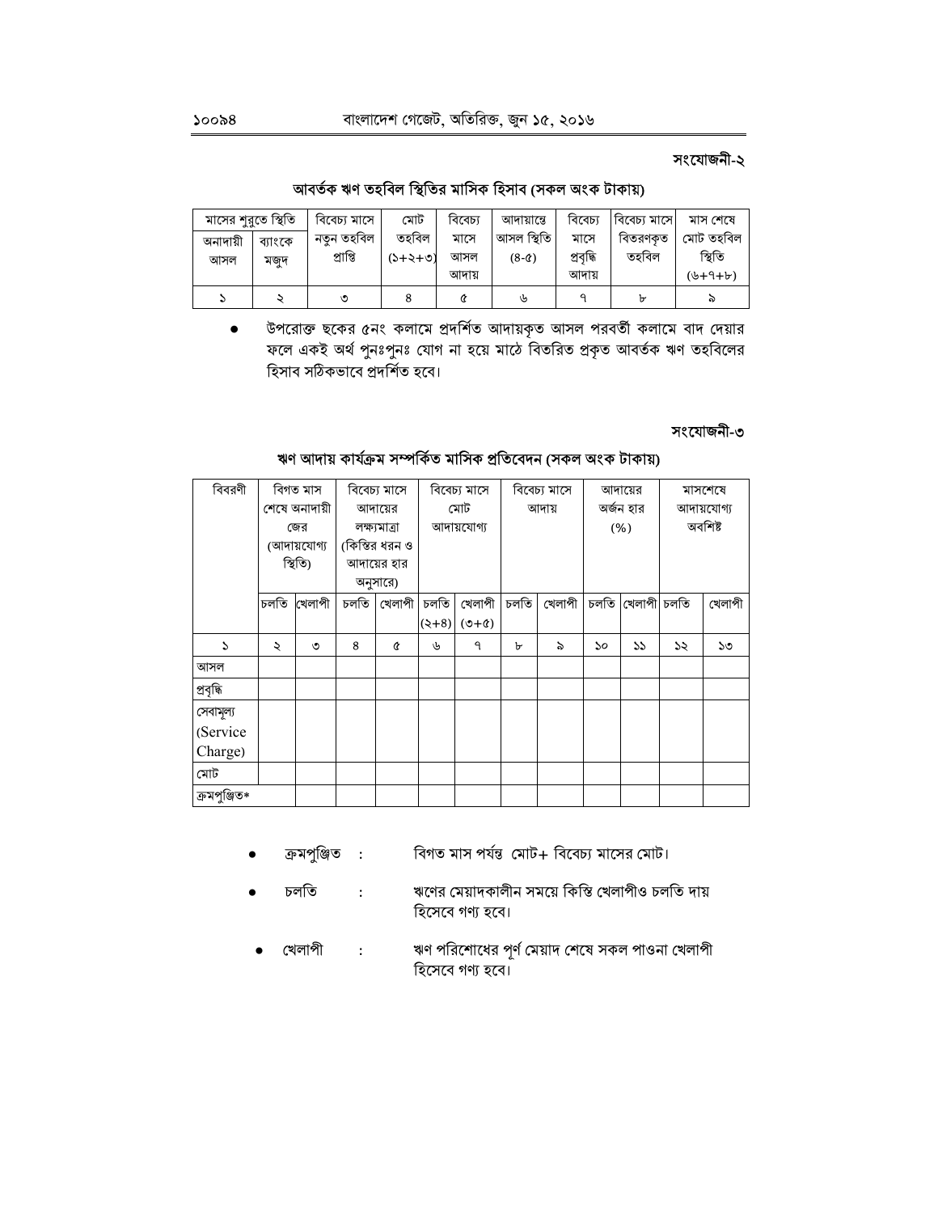সংযোজনী-২

### আবর্তক ঋণ তহবিল স্থিতির মাসিক হিসাব (সকল অংক টাকায়)

| মাসের শুরুতে স্থিতি | | বিবেচ্য মাসে নতুন তহবিল প্রাপ্তি | মোট তহবিল (১+২+৩) | বিবেচ্য মাসে আসল আদায় | আদায়ান্তে আসল স্থিতি (৪-৫) | বিবেচ্য মাসে প্রবৃদ্ধি আদায় | বিবেচ্য মাসে বিতরণকৃত তহবিল | মাস শেষে মোট তহবিল স্থিতি (৬+৭+৮) |
|---|---|---|---|---|---|---|---|---|
| অনাদায়ী আসল | ব্যাংকে মজুদ | | | | | | | |
| ১ | ২ | ৩ | ৪ | ৫ | ৬ | ৭ | ৮ | ৯ |

- উপরোক্ত ছকের ৫নং কলামে প্রদর্শিত আদায়কৃত আসল পরবর্তী কলামে বাদ দেয়ার ফলে একই অর্থ পুনঃপুনঃ যোগ না হয়ে মাঠে বিতরিত প্রকৃত আবর্তক ঋণ তহবিলের হিসাব সঠিকভাবে প্রদর্শিত হবে।

সংযোজনী-৩

### ঋণ আদায় কার্যক্রম সম্পর্কিত মাসিক প্রতিবেদন (সকল অংক টাকায়)

| বিবরণী | বিগত মাস শেষে অনাদায়ী জের (আদায়যোগ্য স্থিতি) | | বিবেচ্য মাসে আদায়ের লক্ষ্যমাত্রা (কিস্তির ধরন ও আদায়ের হার অনুসারে) | | বিবেচ্য মাসে মোট আদায়যোগ্য | | বিবেচ্য মাসে আদায় | | আদায়ের অর্জন হার (%) | | মাসশেষে আদায়যোগ্য অবশিষ্ট | |
|---|---|---|---|---|---|---|---|---|---|---|---|---|
| | চলতি | খেলাপী | চলতি | খেলাপী | চলতি (২+৪) | খেলাপী (৩+৫) | চলতি | খেলাপী | চলতি | খেলাপী | চলতি | খেলাপী |
| ১ | ২ | ৩ | ৪ | ৫ | ৬ | ৭ | ৮ | ৯ | ১০ | ১১ | ১২ | ১৩ |
| আসল | | | | | | | | | | | | |
| প্রবৃদ্ধি | | | | | | | | | | | | |
| সেবামূল্য (Service Charge) | | | | | | | | | | | | |
| মোট | | | | | | | | | | | | |
| ক্রমপুঞ্জিত* | | | | | | | | | | | | |

- ক্রমপুঞ্জিত : বিগত মাস পর্যন্ত মোট+ বিবেচ্য মাসের মোট।
- চলতি : ঋণের মেয়াদকালীন সময়ে কিস্তি খেলাপীও চলতি দায় হিসেবে গণ্য হবে।
- খেলাপী : ঋণ পরিশোধের পূর্ণ মেয়াদ শেষে সকল পাওনা খেলাপী হিসেবে গণ্য হবে।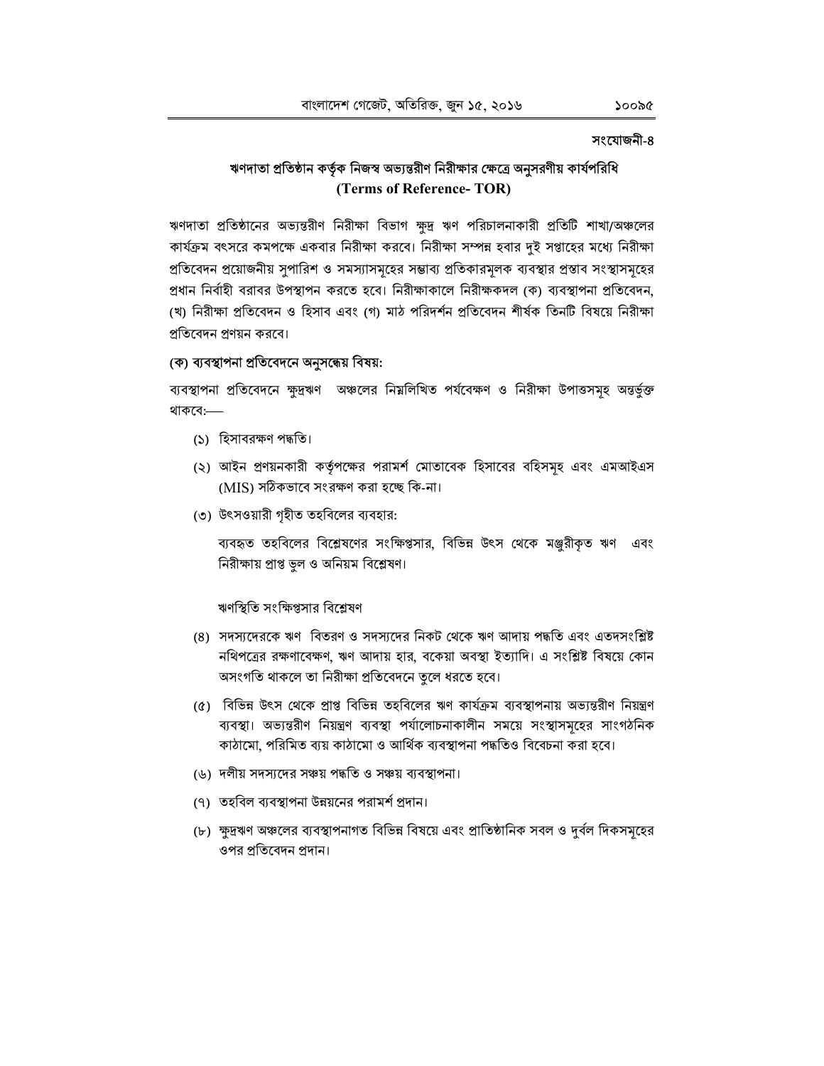সংযোজনী-৪

## ঋণদাতা প্রতিষ্ঠান কর্তৃক নিজস্ব অভ্যন্তরীণ নিরীক্ষার ক্ষেত্রে অনুসরণীয় কার্যপরিধি (Terms of Reference- TOR)

ঋণদাতা প্রতিষ্ঠানের অভ্যন্তরীণ নিরীক্ষা বিভাগ ক্ষুদ্র ঋণ পরিচালনাকারী প্রতিটি শাখা/অঞ্চলের কার্যক্রম বৎসরে কমপক্ষে একবার নিরীক্ষা করবে। নিরীক্ষা সম্পন্ন হবার দুই সপ্তাহের মধ্যে নিরীক্ষা প্রতিবেদন প্রয়োজনীয় সুপারিশ ও সমস্যাসমূহের সম্ভাব্য প্রতিকারমূলক ব্যবস্থার প্রস্তাব সংস্থাসমূহের প্রধান নির্বাহী বরাবর উপস্থাপন করতে হবে। নিরীক্ষাকালে নিরীক্ষকদল (ক) ব্যবস্থাপনা প্রতিবেদন, (খ) নিরীক্ষা প্রতিবেদন ও হিসাব এবং (গ) মাঠ পরিদর্শন প্রতিবেদন শীর্ষক তিনটি বিষয়ে নিরীক্ষা প্রতিবেদন প্রণয়ন করবে।

### (ক) ব্যবস্থাপনা প্রতিবেদনে অনুসন্ধেয় বিষয়:

ব্যবস্থাপনা প্রতিবেদনে ক্ষুদ্রঋণ অঞ্চলের নিম্নলিখিত পর্যবেক্ষণ ও নিরীক্ষা উপাত্তসমূহ অন্তর্ভুক্ত থাকবে:—

(১) হিসাবরক্ষণ পদ্ধতি।

(২) আইন প্রণয়নকারী কর্তৃপক্ষের পরামর্শ মোতাবেক হিসাবের বহিসমূহ এবং এমআইএস (MIS) সঠিকভাবে সংরক্ষণ করা হচ্ছে কি-না।

(৩) উৎসওয়ারী গৃহীত তহবিলের ব্যবহার:

ব্যবহৃত তহবিলের বিশ্লেষণের সংক্ষিপ্তসার, বিভিন্ন উৎস থেকে মঞ্জুরীকৃত ঋণ এবং নিরীক্ষায় প্রাপ্ত ভুল ও অনিয়ম বিশ্লেষণ।

ঋণস্থিতি সংক্ষিপ্তসার বিশ্লেষণ

(৪) সদস্যদেরকে ঋণ বিতরণ ও সদস্যদের নিকট থেকে ঋণ আদায় পদ্ধতি এবং এতদসংশ্লিষ্ট নথিপত্রের রক্ষণাবেক্ষণ, ঋণ আদায় হার, বকেয়া অবস্থা ইত্যাদি। এ সংশ্লিষ্ট বিষয়ে কোন অসংগতি থাকলে তা নিরীক্ষা প্রতিবেদনে তুলে ধরতে হবে।

(৫) বিভিন্ন উৎস থেকে প্রাপ্ত বিভিন্ন তহবিলের ঋণ কার্যক্রম ব্যবস্থাপনায় অভ্যন্তরীণ নিয়ন্ত্রণ ব্যবস্থা। অভ্যন্তরীণ নিয়ন্ত্রণ ব্যবস্থা পর্যালোচনাকালীন সময়ে সংস্থাসমূহের সাংগঠনিক কাঠামো, পরিমিত ব্যয় কাঠামো ও আর্থিক ব্যবস্থাপনা পদ্ধতিও বিবেচনা করা হবে।

(৬) দলীয় সদস্যদের সঞ্চয় পদ্ধতি ও সঞ্চয় ব্যবস্থাপনা।

(৭) তহবিল ব্যবস্থাপনা উন্নয়নের পরামর্শ প্রদান।

(৮) ক্ষুদ্রঋণ অঞ্চলের ব্যবস্থাপনাগত বিভিন্ন বিষয়ে এবং প্রাতিষ্ঠানিক সবল ও দুর্বল দিকসমূহের ওপর প্রতিবেদন প্রদান।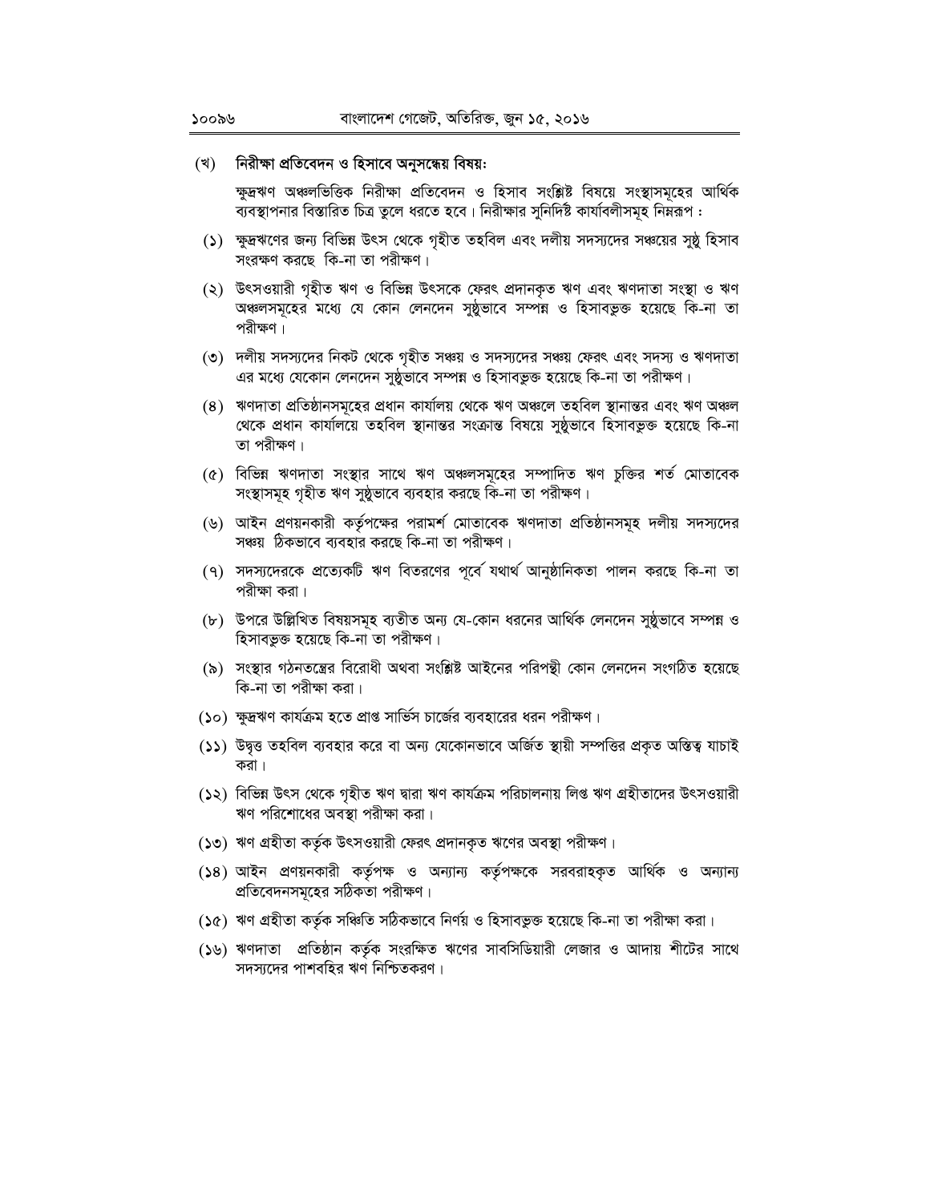(খ) **নিরীক্ষা প্রতিবেদন ও হিসাবে অনুসন্ধেয় বিষয়ঃ**

ক্ষুদ্রঋণ অঞ্চলভিত্তিক নিরীক্ষা প্রতিবেদন ও হিসাব সংশ্লিষ্ট বিষয়ে সংস্থাসমূহের আর্থিক ব্যবস্থাপনার বিস্তারিত চিত্র তুলে ধরতে হবে। নিরীক্ষার সুনির্দিষ্ট কার্যাবলীসমূহ নিম্নরূপ :

(১) ক্ষুদ্রঋণের জন্য বিভিন্ন উৎস থেকে গৃহীত তহবিল এবং দলীয় সদস্যদের সঞ্চয়ের সুষ্ঠু হিসাব সংরক্ষণ করছে কি-না তা পরীক্ষণ।

(২) উৎসওয়ারী গৃহীত ঋণ ও বিভিন্ন উৎসকে ফেরৎ প্রদানকৃত ঋণ এবং ঋণদাতা সংস্থা ও ঋণ অঞ্চলসমূহের মধ্যে যে কোন লেনদেন সুষ্ঠুভাবে সম্পন্ন ও হিসাবভুক্ত হয়েছে কি-না তা পরীক্ষণ।

(৩) দলীয় সদস্যদের নিকট থেকে গৃহীত সঞ্চয় ও সদস্যদের সঞ্চয় ফেরৎ এবং সদস্য ও ঋণদাতা এর মধ্যে যেকোন লেনদেন সুষ্ঠুভাবে সম্পন্ন ও হিসাবভুক্ত হয়েছে কি-না তা পরীক্ষণ।

(৪) ঋণদাতা প্রতিষ্ঠানসমূহের প্রধান কার্যালয় থেকে ঋণ অঞ্চলে তহবিল স্থানান্তর এবং ঋণ অঞ্চল থেকে প্রধান কার্যালয়ে তহবিল স্থানান্তর সংক্রান্ত বিষয়ে সুষ্ঠুভাবে হিসাবভুক্ত হয়েছে কি-না তা পরীক্ষণ।

(৫) বিভিন্ন ঋণদাতা সংস্থার সাথে ঋণ অঞ্চলসমূহের সম্পাদিত ঋণ চুক্তির শর্ত মোতাবেক সংস্থাসমূহ গৃহীত ঋণ সুষ্ঠুভাবে ব্যবহার করছে কি-না তা পরীক্ষণ।

(৬) আইন প্রণয়নকারী কর্তৃপক্ষের পরামর্শ মোতাবেক ঋণদাতা প্রতিষ্ঠানসমূহ দলীয় সদস্যদের সঞ্চয় ঠিকভাবে ব্যবহার করছে কি-না তা পরীক্ষণ।

(৭) সদস্যদেরকে প্রত্যেকটি ঋণ বিতরণের পূর্বে যথার্থ আনুষ্ঠানিকতা পালন করছে কি-না তা পরীক্ষা করা।

(৮) উপরে উল্লিখিত বিষয়সমূহ ব্যতীত অন্য যে-কোন ধরনের আর্থিক লেনদেন সুষ্ঠুভাবে সম্পন্ন ও হিসাবভুক্ত হয়েছে কি-না তা পরীক্ষণ।

(৯) সংস্থার গঠনতন্ত্রের বিরোধী অথবা সংশ্লিষ্ট আইনের পরিপন্থী কোন লেনদেন সংগঠিত হয়েছে কি-না তা পরীক্ষা করা।

(১০) ক্ষুদ্রঋণ কার্যক্রম হতে প্রাপ্ত সার্ভিস চার্জের ব্যবহারের ধরন পরীক্ষণ।

(১১) উদ্বৃত্ত তহবিল ব্যবহার করে বা অন্য যেকোনভাবে অর্জিত স্থায়ী সম্পত্তির প্রকৃত অস্তিত্ব যাচাই করা।

(১২) বিভিন্ন উৎস থেকে গৃহীত ঋণ দ্বারা ঋণ কার্যক্রম পরিচালনায় লিপ্ত ঋণ গ্রহীতাদের উৎসওয়ারী ঋণ পরিশোধের অবস্থা পরীক্ষা করা।

(১৩) ঋণ গ্রহীতা কর্তৃক উৎসওয়ারী ফেরৎ প্রদানকৃত ঋণের অবস্থা পরীক্ষণ।

(১৪) আইন প্রণয়নকারী কর্তৃপক্ষ ও অন্যান্য কর্তৃপক্ষকে সরবরাহকৃত আর্থিক ও অন্যান্য প্রতিবেদনসমূহের সঠিকতা পরীক্ষণ।

(১৫) ঋণ গ্রহীতা কর্তৃক সঞ্চিতি সঠিকভাবে নির্ণয় ও হিসাবভুক্ত হয়েছে কি-না তা পরীক্ষা করা।

(১৬) ঋণদাতা প্রতিষ্ঠান কর্তৃক সংরক্ষিত ঋণের সাবসিডিয়ারী লেজার ও আদায় শীটের সাথে সদস্যদের পাশবহির ঋণ নিশ্চিতকরণ।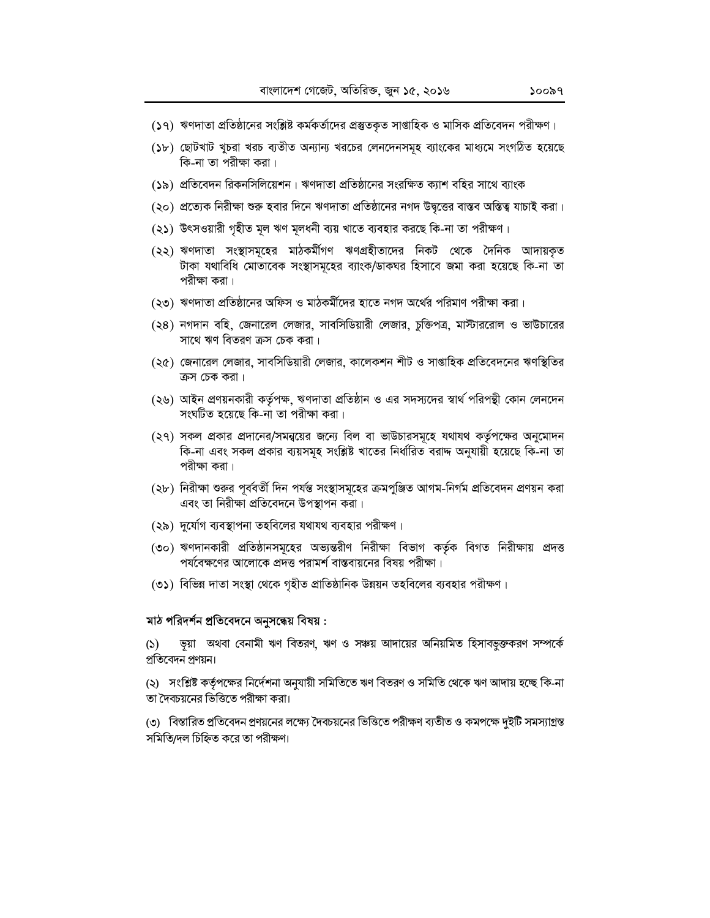(১৭) ঋণদাতা প্রতিষ্ঠানের সংশ্লিষ্ট কর্মকর্তাদের প্রস্তুতকৃত সাপ্তাহিক ও মাসিক প্রতিবেদন পরীক্ষণ।

(১৮) ছোটখাট খুচরা খরচ ব্যতীত অন্যান্য খরচের লেনদেনসমূহ ব্যাংকের মাধ্যমে সংগঠিত হয়েছে কি-না তা পরীক্ষা করা।

(১৯) প্রতিবেদন রিকনসিলিয়েশন। ঋণদাতা প্রতিষ্ঠানের সংরক্ষিত ক্যাশ বহির সাথে ব্যাংক

(২০) প্রত্যেক নিরীক্ষা শুরু হবার দিনে ঋণদাতা প্রতিষ্ঠানের নগদ উদ্বৃত্তের বাস্তব অস্তিত্ব যাচাই করা।

(২১) উৎসওয়ারী গৃহীত মূল ঋণ মূলধনী ব্যয় খাতে ব্যবহার করছে কি-না তা পরীক্ষণ।

(২২) ঋণদাতা সংস্থাসমূহের মাঠকর্মীগণ ঋণগ্রহীতাদের নিকট থেকে দৈনিক আদায়কৃত টাকা যথাবিধি মোতাবেক সংস্থাসমূহের ব্যাংক/ডাকঘর হিসাবে জমা করা হয়েছে কি-না তা পরীক্ষা করা।

(২৩) ঋণদাতা প্রতিষ্ঠানের অফিস ও মাঠকর্মীদের হাতে নগদ অর্থের পরিমাণ পরীক্ষা করা।

(২৪) নগদান বহি, জেনারেল লেজার, সাবসিডিয়ারী লেজার, চুক্তিপত্র, মাস্টাররোল ও ভাউচারের সাথে ঋণ বিতরণ ক্রস চেক করা।

(২৫) জেনারেল লেজার, সাবসিডিয়ারী লেজার, কালেকশন শীট ও সাপ্তাহিক প্রতিবেদনের ঋণস্থিতির ক্রস চেক করা।

(২৬) আইন প্রণয়নকারী কর্তৃপক্ষ, ঋণদাতা প্রতিষ্ঠান ও এর সদস্যদের স্বার্থ পরিপন্থী কোন লেনদেন সংঘটিত হয়েছে কি-না তা পরীক্ষা করা।

(২৭) সকল প্রকার প্রদানের/সমন্বয়ের জন্যে বিল বা ভাউচারসমূহে যথাযথ কর্তৃপক্ষের অনুমোদন কি-না এবং সকল প্রকার ব্যয়সমূহ সংশ্লিষ্ট খাতের নির্ধারিত বরাদ্দ অনুযায়ী হয়েছে কি-না তা পরীক্ষা করা।

(২৮) নিরীক্ষা শুরুর পূর্ববর্তী দিন পর্যন্ত সংস্থাসমূহের ক্রমপুঞ্জিত আগম-নির্গম প্রতিবেদন প্রণয়ন করা এবং তা নিরীক্ষা প্রতিবেদনে উপস্থাপন করা।

(২৯) দুর্যোগ ব্যবস্থাপনা তহবিলের যথাযথ ব্যবহার পরীক্ষণ।

(৩০) ঋণদানকারী প্রতিষ্ঠানসমূহের অভ্যন্তরীণ নিরীক্ষা বিভাগ কর্তৃক বিগত নিরীক্ষায় প্রদত্ত পর্যবেক্ষণের আলোকে প্রদত্ত পরামর্শ বাস্তবায়নের বিষয় পরীক্ষা।

(৩১) বিভিন্ন দাতা সংস্থা থেকে গৃহীত প্রাতিষ্ঠানিক উন্নয়ন তহবিলের ব্যবহার পরীক্ষণ।

**মাঠ পরিদর্শন প্রতিবেদনে অনুসন্ধেয় বিষয় :**

(১) ভূয়া অথবা বেনামী ঋণ বিতরণ, ঋণ ও সঞ্চয় আদায়ের অনিয়মিত হিসাবভুক্তকরণ সম্পর্কে প্রতিবেদন প্রণয়ন।

(২) সংশ্লিষ্ট কর্তৃপক্ষের নির্দেশনা অনুযায়ী সমিতিতে ঋণ বিতরণ ও সমিতি থেকে ঋণ আদায় হচ্ছে কি-না তা দৈবচয়নের ভিত্তিতে পরীক্ষা করা।

(৩) বিস্তারিত প্রতিবেদন প্রণয়নের লক্ষ্যে দৈবচয়নের ভিত্তিতে পরীক্ষণ ব্যতীত ও কমপক্ষে দুইটি সমস্যাগ্রস্ত সমিতি/দল চিহ্নিত করে তা পরীক্ষণ।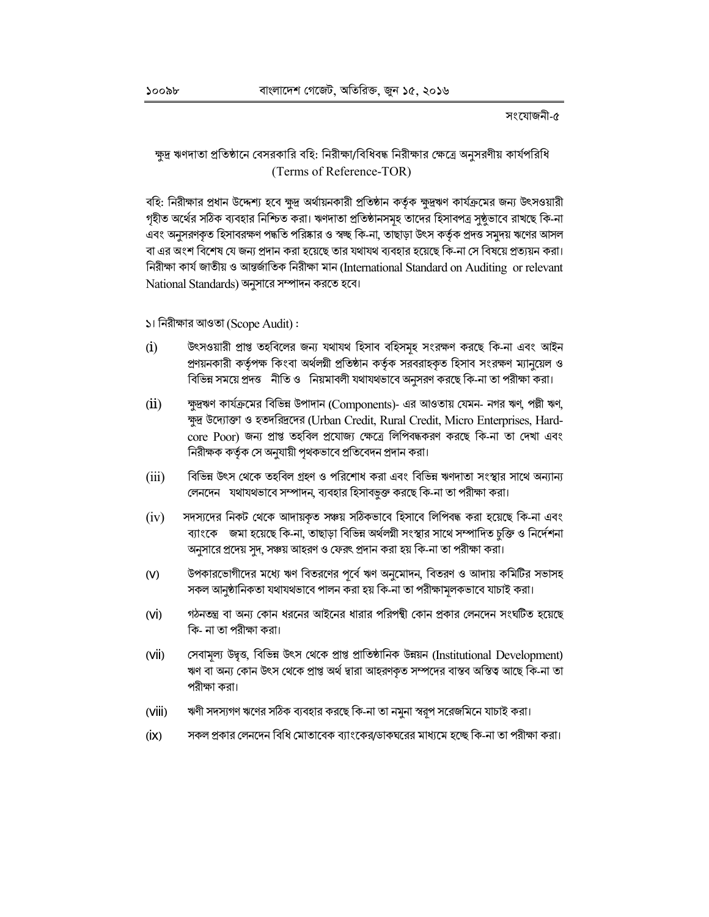সংযোজনী-৫

## ক্ষুদ্র ঋণদাতা প্রতিষ্ঠানে বেসরকারি বহি: নিরীক্ষা/বিধিবদ্ধ নিরীক্ষার ক্ষেত্রে অনুসরণীয় কার্যপরিধি (Terms of Reference-TOR)

বহি: নিরীক্ষার প্রধান উদ্দেশ্য হবে ক্ষুদ্র অর্থায়নকারী প্রতিষ্ঠান কর্তৃক ক্ষুদ্রঋণ কার্যক্রমের জন্য উৎসওয়ারী গৃহীত অর্থের সঠিক ব্যবহার নিশ্চিত করা। ঋণদাতা প্রতিষ্ঠানসমূহ তাদের হিসাবপত্র সুষ্ঠুভাবে রাখছে কি-না এবং অনুসরণকৃত হিসাবরক্ষণ পদ্ধতি পরিষ্কার ও স্বচ্ছ কি-না, তাছাড়া উৎস কর্তৃক প্রদত্ত সমুদয় ঋণের আসল বা এর অংশ বিশেষ যে জন্য প্রদান করা হয়েছে তার যথাযথ ব্যবহার হয়েছে কি-না সে বিষয়ে প্রত্যয়ন করা। নিরীক্ষা কার্য জাতীয় ও আন্তর্জাতিক নিরীক্ষা মান (International Standard on Auditing or relevant National Standards) অনুসারে সম্পাদন করতে হবে।

১। নিরীক্ষার আওতা (Scope Audit) :

(i) উৎসওয়ারী প্রাপ্ত তহবিলের জন্য যথাযথ হিসাব বহিসমূহ সংরক্ষণ করছে কি-না এবং আইন প্রণয়নকারী কর্তৃপক্ষ কিংবা অর্থলগ্নী প্রতিষ্ঠান কর্তৃক সরবরাহকৃত হিসাব সংরক্ষণ ম্যানুয়েল ও বিভিন্ন সময়ে প্রদত্ত নীতি ও নিয়মাবলী যথাযথভাবে অনুসরণ করছে কি-না তা পরীক্ষা করা।

(ii) ক্ষুদ্রঋণ কার্যক্রমের বিভিন্ন উপাদান (Components)- এর আওতায় যেমন- নগর ঋণ, পল্লী ঋণ, ক্ষুদ্র উদ্যোক্তা ও হতদরিদ্রদের (Urban Credit, Rural Credit, Micro Enterprises, Hard-core Poor) জন্য প্রাপ্ত তহবিল প্রযোজ্য ক্ষেত্রে লিপিবদ্ধকরণ করছে কি-না তা দেখা এবং নিরীক্ষক কর্তৃক সে অনুযায়ী পৃথকভাবে প্রতিবেদন প্রদান করা।

(iii) বিভিন্ন উৎস থেকে তহবিল গ্রহণ ও পরিশোধ করা এবং বিভিন্ন ঋণদাতা সংস্থার সাথে অন্যান্য লেনদেন যথাযথভাবে সম্পাদন, ব্যবহার হিসাবভুক্ত করছে কি-না তা পরীক্ষা করা।

(iv) সদস্যদের নিকট থেকে আদায়কৃত সঞ্চয় সঠিকভাবে হিসাবে লিপিবদ্ধ করা হয়েছে কি-না এবং ব্যাংকে জমা হয়েছে কি-না, তাছাড়া বিভিন্ন অর্থলগ্নী সংস্থার সাথে সম্পাদিত চুক্তি ও নির্দেশনা অনুসারে প্রদেয় সুদ, সঞ্চয় আহরণ ও ফেরৎ প্রদান করা হয় কি-না তা পরীক্ষা করা।

(v) উপকারভোগীদের মধ্যে ঋণ বিতরণের পূর্বে ঋণ অনুমোদন, বিতরণ ও আদায় কমিটির সভাসহ সকল আনুষ্ঠানিকতা যথাযথভাবে পালন করা হয় কি-না তা পরীক্ষামূলকভাবে যাচাই করা।

(vi) গঠনতন্ত্র বা অন্য কোন ধরনের আইনের ধারার পরিপন্থী কোন প্রকার লেনদেন সংঘটিত হয়েছে কি- না তা পরীক্ষা করা।

(vii) সেবামূল্য উদ্বৃত্ত, বিভিন্ন উৎস থেকে প্রাপ্ত প্রাতিষ্ঠানিক উন্নয়ন (Institutional Development) ঋণ বা অন্য কোন উৎস থেকে প্রাপ্ত অর্থ দ্বারা আহরণকৃত সম্পদের বাস্তব অস্তিত্ব আছে কি-না তা পরীক্ষা করা।

(viii) ঋণী সদস্যগণ ঋণের সঠিক ব্যবহার করছে কি-না তা নমুনা স্বরূপ সরেজমিনে যাচাই করা।

(ix) সকল প্রকার লেনদেন বিধি মোতাবেক ব্যাংকের/ডাকঘরের মাধ্যমে হচ্ছে কি-না তা পরীক্ষা করা।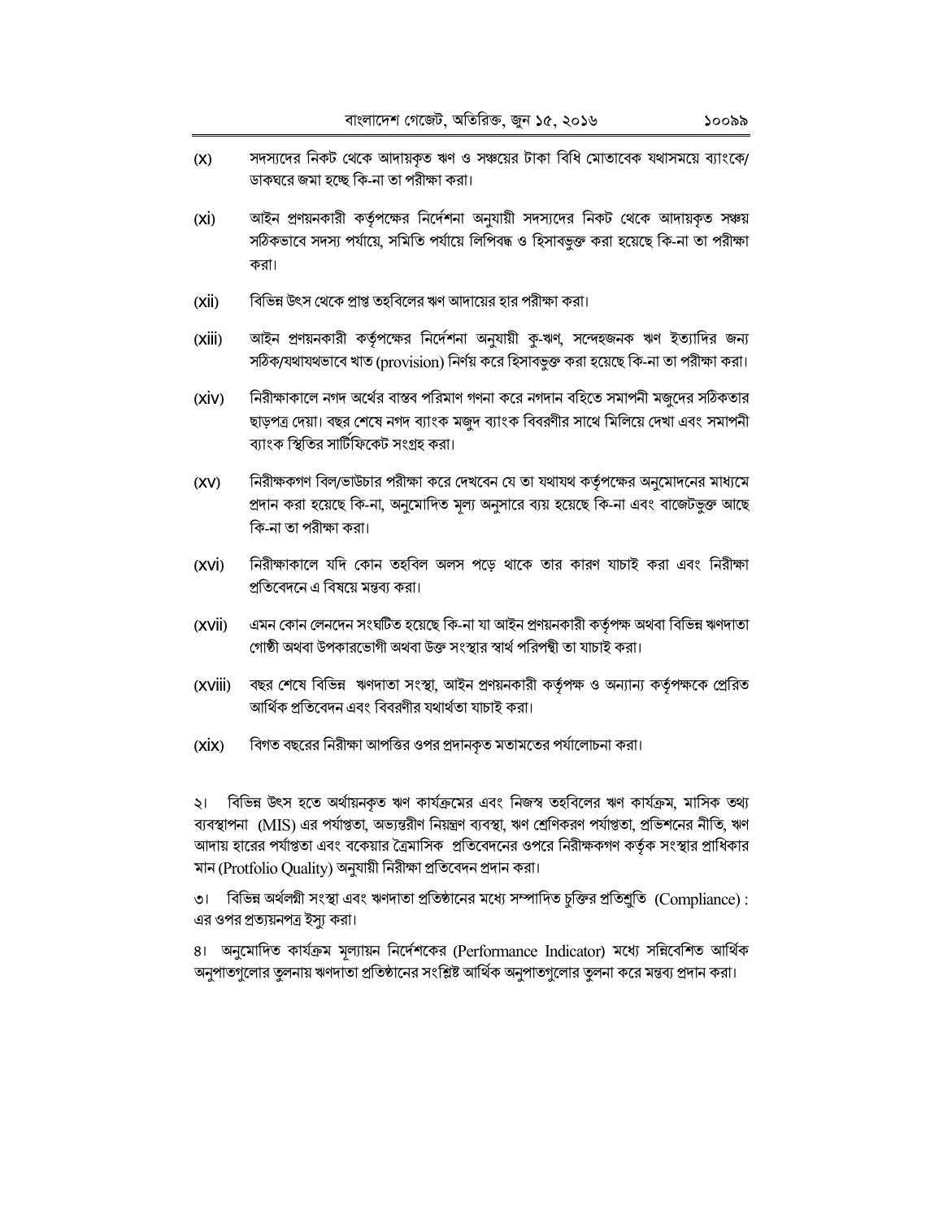(x) সদস্যদের নিকট থেকে আদায়কৃত ঋণ ও সঞ্চয়ের টাকা বিধি মোতাবেক যথাসময়ে ব্যাংকে/ডাকঘরে জমা হচ্ছে কি-না তা পরীক্ষা করা।

(xi) আইন প্রণয়নকারী কর্তৃপক্ষের নির্দেশনা অনুযায়ী সদস্যদের নিকট থেকে আদায়কৃত সঞ্চয় সঠিকভাবে সদস্য পর্যায়ে, সমিতি পর্যায়ে লিপিবদ্ধ ও হিসাবভুক্ত করা হয়েছে কি-না তা পরীক্ষা করা।

(xii) বিভিন্ন উৎস থেকে প্রাপ্ত তহবিলের ঋণ আদায়ের হার পরীক্ষা করা।

(xiii) আইন প্রণয়নকারী কর্তৃপক্ষের নির্দেশনা অনুযায়ী কু-ঋণ, সন্দেহজনক ঋণ ইত্যাদির জন্য সঠিক/যথাযথভাবে খাত (provision) নির্ণয় করে হিসাবভুক্ত করা হয়েছে কি-না তা পরীক্ষা করা।

(xiv) নিরীক্ষাকালে নগদ অর্থের বাস্তব পরিমাণ গণনা করে নগদান বহিতে সমাপনী মজুদের সঠিকতার ছাড়পত্র দেয়া। বছর শেষে নগদ ব্যাংক মজুদ ব্যাংক বিবরণীর সাথে মিলিয়ে দেখা এবং সমাপনী ব্যাংক স্থিতির সার্টিফিকেট সংগ্রহ করা।

(xv) নিরীক্ষকগণ বিল/ভাউচার পরীক্ষা করে দেখবেন যে তা যথাযথ কর্তৃপক্ষের অনুমোদনের মাধ্যমে প্রদান করা হয়েছে কি-না, অনুমোদিত মূল্য অনুসারে ব্যয় হয়েছে কি-না এবং বাজেটভুক্ত আছে কি-না তা পরীক্ষা করা।

(xvi) নিরীক্ষাকালে যদি কোন তহবিল অলস পড়ে থাকে তার কারণ যাচাই করা এবং নিরীক্ষা প্রতিবেদনে এ বিষয়ে মন্তব্য করা।

(xvii) এমন কোন লেনদেন সংঘটিত হয়েছে কি-না যা আইন প্রণয়নকারী কর্তৃপক্ষ অথবা বিভিন্ন ঋণদাতা গোষ্ঠী অথবা উপকারভোগী অথবা উক্ত সংস্থার স্বার্থ পরিপন্থী তা যাচাই করা।

(xviii) বছর শেষে বিভিন্ন ঋণদাতা সংস্থা, আইন প্রণয়নকারী কর্তৃপক্ষ ও অন্যান্য কর্তৃপক্ষকে প্রেরিত আর্থিক প্রতিবেদন এবং বিবরণীর যথার্থতা যাচাই করা।

(xix) বিগত বছরের নিরীক্ষা আপত্তির ওপর প্রদানকৃত মতামতের পর্যালোচনা করা।

২। বিভিন্ন উৎস হতে অর্থায়নকৃত ঋণ কার্যক্রমের এবং নিজস্ব তহবিলের ঋণ কার্যক্রম, মাসিক তথ্য ব্যবস্থাপনা (MIS) এর পর্যাপ্ততা, অভ্যন্তরীণ নিয়ন্ত্রণ ব্যবস্থা, ঋণ শ্রেণিকরণ পর্যাপ্ততা, প্রভিশনের নীতি, ঋণ আদায় হারের পর্যাপ্ততা এবং বকেয়ার ত্রৈমাসিক প্রতিবেদনের ওপরে নিরীক্ষকগণ কর্তৃক সংস্থার প্রাধিকার মান (Protfolio Quality) অনুযায়ী নিরীক্ষা প্রতিবেদন প্রদান করা।

৩। বিভিন্ন অর্থলগ্নী সংস্থা এবং ঋণদাতা প্রতিষ্ঠানের মধ্যে সম্পাদিত চুক্তির প্রতিশ্রুতি (Compliance) : এর ওপর প্রত্যয়নপত্র ইস্যু করা।

৪। অনুমোদিত কার্যক্রম মূল্যায়ন নির্দেশকের (Performance Indicator) মধ্যে সন্নিবেশিত আর্থিক অনুপাতগুলোর তুলনায় ঋণদাতা প্রতিষ্ঠানের সংশ্লিষ্ট আর্থিক অনুপাতগুলোর তুলনা করে মন্তব্য প্রদান করা।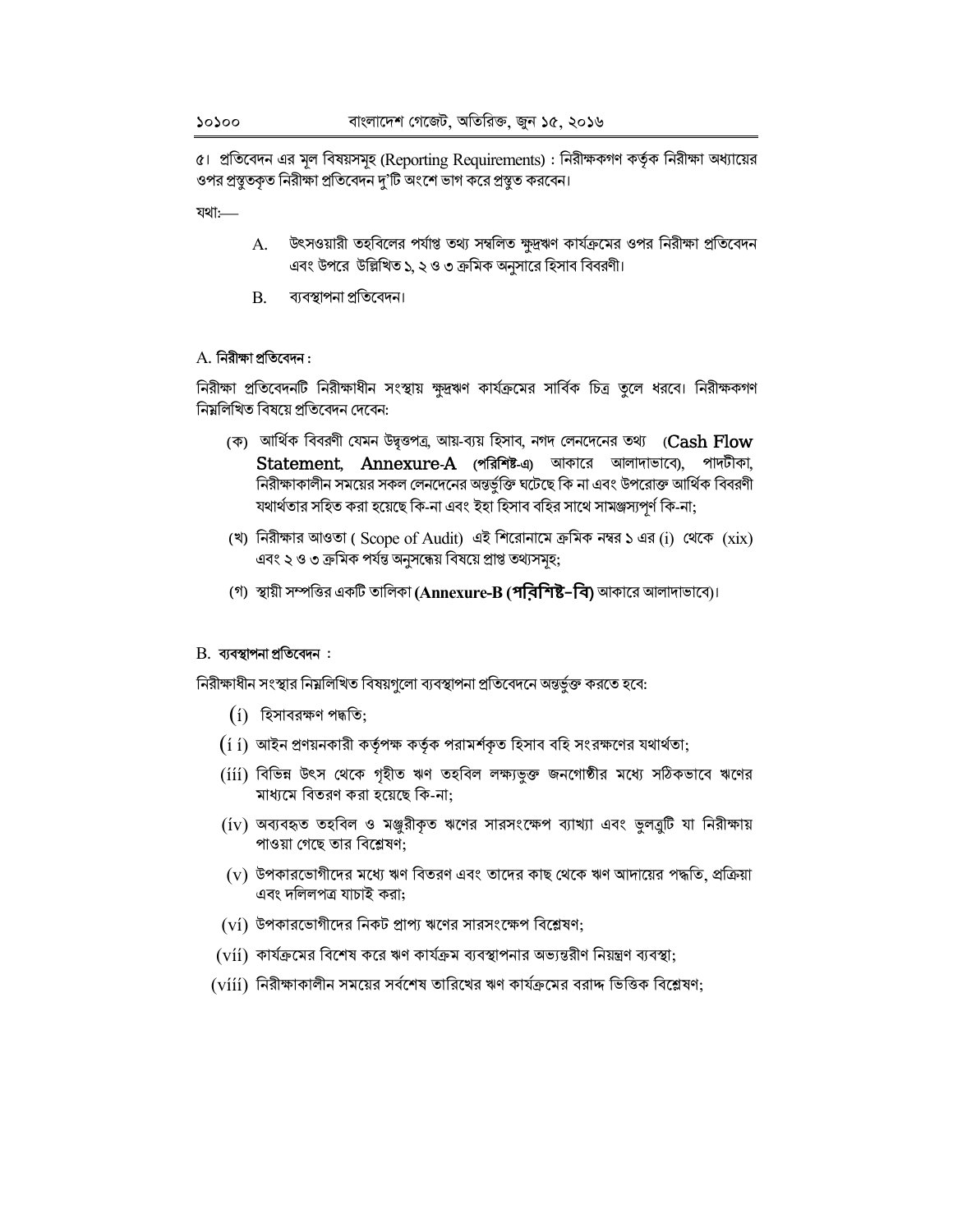৫। প্রতিবেদন এর মূল বিষয়সমূহ (Reporting Requirements) : নিরীক্ষকগণ কর্তৃক নিরীক্ষা অধ্যায়ের ওপর প্রস্তুতকৃত নিরীক্ষা প্রতিবেদন দু'টি অংশে ভাগ করে প্রস্তুত করবেন।

যথা:—

A. উৎসওয়ারী তহবিলের পর্যাপ্ত তথ্য সম্বলিত ক্ষুদ্রঋণ কার্যক্রমের ওপর নিরীক্ষা প্রতিবেদন এবং উপরে উল্লিখিত ১, ২ ও ৩ ক্রমিক অনুসারে হিসাব বিবরণী।

B. ব্যবস্থাপনা প্রতিবেদন।

**A. নিরীক্ষা প্রতিবেদন :**

নিরীক্ষা প্রতিবেদনটি নিরীক্ষাধীন সংস্থায় ক্ষুদ্রঋণ কার্যক্রমের সার্বিক চিত্র তুলে ধরবে। নিরীক্ষকগণ নিম্নলিখিত বিষয়ে প্রতিবেদন দেবেন:

(ক) আর্থিক বিবরণী যেমন উদ্বৃত্তপত্র, আয়-ব্যয় হিসাব, নগদ লেনদেনের তথ্য (**Cash Flow Statement, Annexure-A (পরিশিষ্ট-এ)** আকারে আলাদাভাবে), পাদটীকা, নিরীক্ষাকালীন সময়ের সকল লেনদেনের অন্তর্ভুক্তি ঘটেছে কি না এবং উপরোক্ত আর্থিক বিবরণী যথার্থতার সহিত করা হয়েছে কি-না এবং ইহা হিসাব বহির সাথে সামঞ্জস্যপূর্ণ কি-না;

(খ) নিরীক্ষার আওতা ( Scope of Audit) এই শিরোনামে ক্রমিক নম্বর ১ এর (i) থেকে (xix) এবং ২ ও ৩ ক্রমিক পর্যন্ত অনুসন্ধেয় বিষয়ে প্রাপ্ত তথ্যসমূহ;

(গ) স্থায়ী সম্পত্তির একটি তালিকা **(Annexure-B (পরিশিষ্ট-বি)** আকারে আলাদাভাবে)।

**B. ব্যবস্থাপনা প্রতিবেদন :**

নিরীক্ষাধীন সংস্থার নিম্নলিখিত বিষয়গুলো ব্যবস্থাপনা প্রতিবেদনে অন্তর্ভুক্ত করতে হবে:

(i) হিসাবরক্ষণ পদ্ধতি;

(ii) আইন প্রণয়নকারী কর্তৃপক্ষ কর্তৃক পরামর্শকৃত হিসাব বহি সংরক্ষণের যথার্থতা;

(iii) বিভিন্ন উৎস থেকে গৃহীত ঋণ তহবিল লক্ষ্যভুক্ত জনগোষ্ঠীর মধ্যে সঠিকভাবে ঋণের মাধ্যমে বিতরণ করা হয়েছে কি-না;

(iv) অব্যবহৃত তহবিল ও মঞ্জুরীকৃত ঋণের সারসংক্ষেপ ব্যাখ্যা এবং ভুলত্রুটি যা নিরীক্ষায় পাওয়া গেছে তার বিশ্লেষণ;

(v) উপকারভোগীদের মধ্যে ঋণ বিতরণ এবং তাদের কাছ থেকে ঋণ আদায়ের পদ্ধতি, প্রক্রিয়া এবং দলিলপত্র যাচাই করা;

(vi) উপকারভোগীদের নিকট প্রাপ্য ঋণের সারসংক্ষেপ বিশ্লেষণ;

(vii) কার্যক্রমের বিশেষ করে ঋণ কার্যক্রম ব্যবস্থাপনার অভ্যন্তরীণ নিয়ন্ত্রণ ব্যবস্থা;

(viii) নিরীক্ষাকালীন সময়ের সর্বশেষ তারিখের ঋণ কার্যক্রমের বরাদ্দ ভিত্তিক বিশ্লেষণ;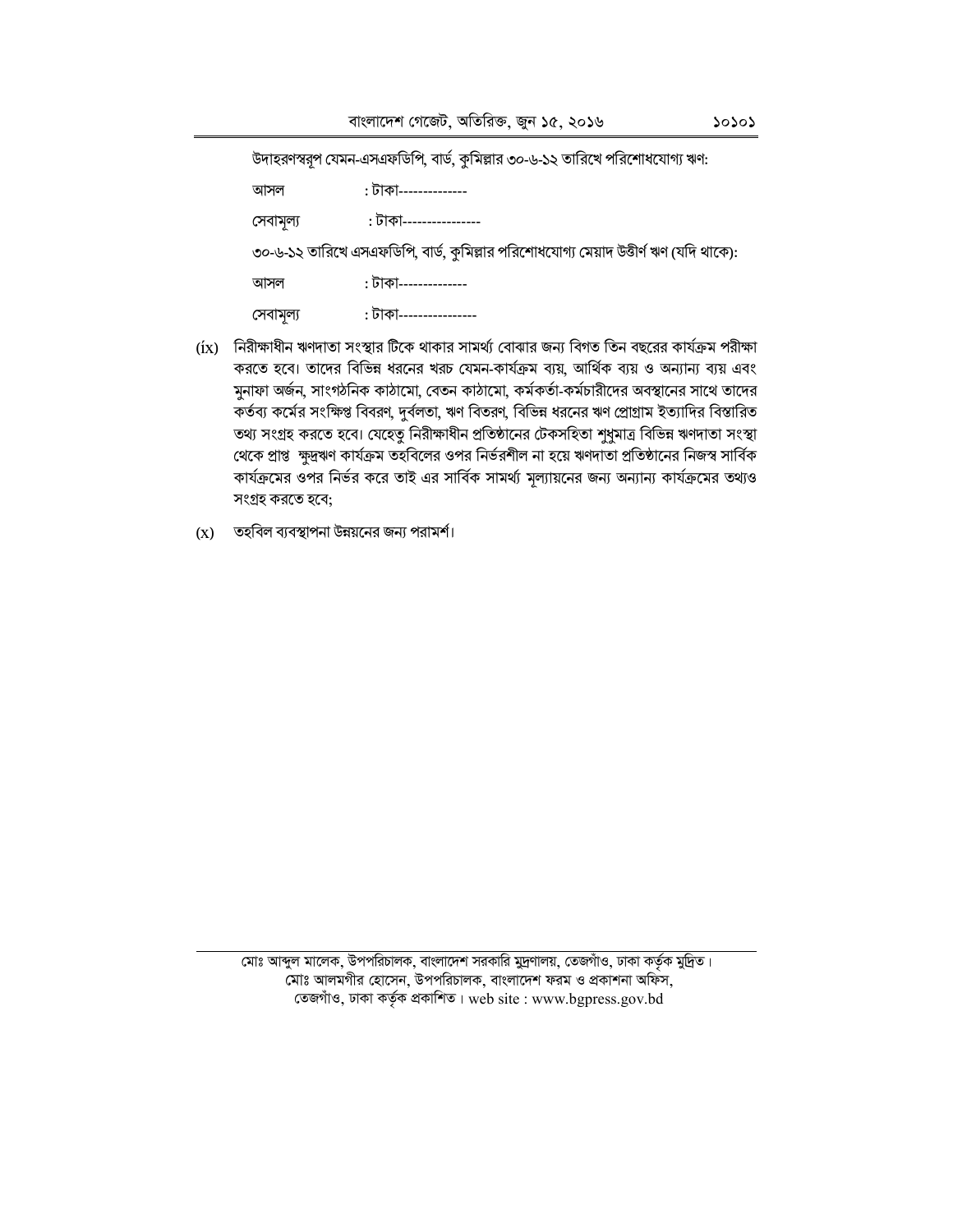উদাহরণস্বরূপ যেমন-এসএফডিপি, বার্ড, কুমিল্লার ৩০-৬-১২ তারিখে পরিশোধযোগ্য ঋণ:

আসল : টাকা--------------

সেবামূল্য : টাকা----------------

৩০-৬-১২ তারিখে এসএফডিপি, বার্ড, কুমিল্লার পরিশোধযোগ্য মেয়াদ উত্তীর্ণ ঋণ (যদি থাকে):

আসল : টাকা--------------

সেবামূল্য : টাকা----------------

(ix) নিরীক্ষাধীন ঋণদাতা সংস্থার টিকে থাকার সামর্থ্য বোঝার জন্য বিগত তিন বছরের কার্যক্রম পরীক্ষা করতে হবে। তাদের বিভিন্ন ধরনের খরচ যেমন-কার্যক্রম ব্যয়, আর্থিক ব্যয় ও অন্যান্য ব্যয় এবং মুনাফা অর্জন, সাংগঠনিক কাঠামো, বেতন কাঠামো, কর্মকর্তা-কর্মচারীদের অবস্থানের সাথে তাদের কর্তব্য কর্মের সংক্ষিপ্ত বিবরণ, দুর্বলতা, ঋণ বিতরণ, বিভিন্ন ধরনের ঋণ প্রোগ্রাম ইত্যাদির বিস্তারিত তথ্য সংগ্রহ করতে হবে। যেহেতু নিরীক্ষাধীন প্রতিষ্ঠানের টেকসহিতা শুধুমাত্র বিভিন্ন ঋণদাতা সংস্থা থেকে প্রাপ্ত ক্ষুদ্রঋণ কার্যক্রম তহবিলের ওপর নির্ভরশীল না হয়ে ঋণদাতা প্রতিষ্ঠানের নিজস্ব সার্বিক কার্যক্রমের ওপর নির্ভর করে তাই এর সার্বিক সামর্থ্য মূল্যায়নের জন্য অন্যান্য কার্যক্রমের তথ্যও সংগ্রহ করতে হবে;

(x) তহবিল ব্যবস্থাপনা উন্নয়নের জন্য পরামর্শ।

মোঃ আব্দুল মালেক, উপপরিচালক, বাংলাদেশ সরকারি মুদ্রণালয়, তেজগাঁও, ঢাকা কর্তৃক মুদ্রিত।
মোঃ আলমগীর হোসেন, উপপরিচালক, বাংলাদেশ ফরম ও প্রকাশনা অফিস,
তেজগাঁও, ঢাকা কর্তৃক প্রকাশিত। web site : www.bgpress.gov.bd